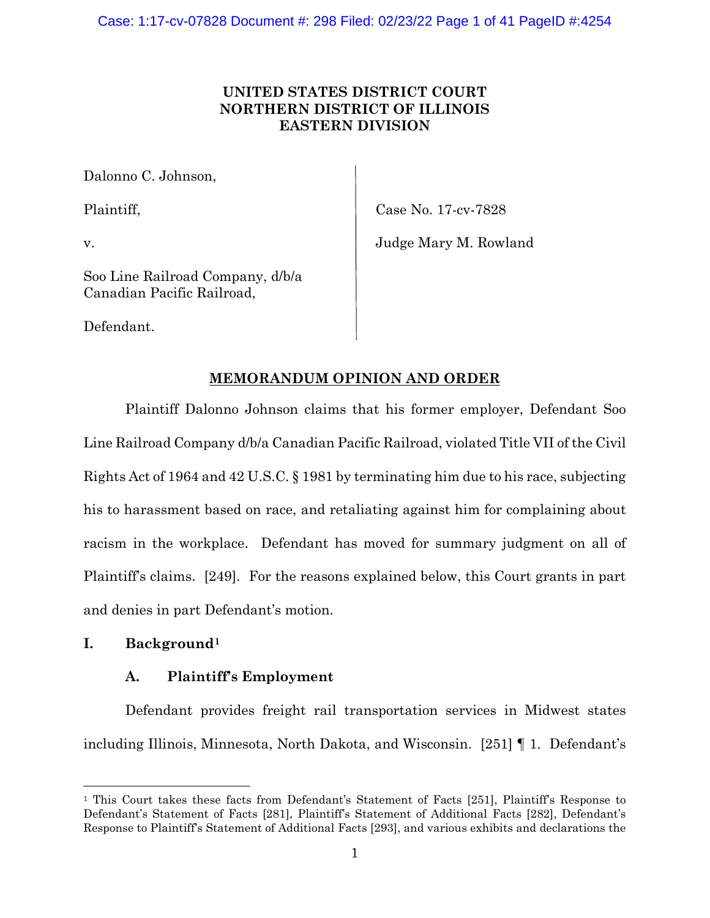**UNITED STATES DISTRICT COURT**
**NORTHERN DISTRICT OF ILLINOIS**
**EASTERN DIVISION**

| | |
|---|---|
| Dalonno C. Johnson, | |
| Plaintiff, | Case No. 17-cv-7828 |
| v. | Judge Mary M. Rowland |
| Soo Line Railroad Company, d/b/a Canadian Pacific Railroad, | |
| Defendant. | |

**MEMORANDUM OPINION AND ORDER**

Plaintiff Dalonno Johnson claims that his former employer, Defendant Soo Line Railroad Company d/b/a Canadian Pacific Railroad, violated Title VII of the Civil Rights Act of 1964 and 42 U.S.C. § 1981 by terminating him due to his race, subjecting his to harassment based on race, and retaliating against him for complaining about racism in the workplace. Defendant has moved for summary judgment on all of Plaintiff's claims. [249]. For the reasons explained below, this Court grants in part and denies in part Defendant's motion.

## I. Background[1]

### A. Plaintiff's Employment

Defendant provides freight rail transportation services in Midwest states including Illinois, Minnesota, North Dakota, and Wisconsin. [251] ¶ 1. Defendant's

[1] This Court takes these facts from Defendant's Statement of Facts [251], Plaintiff's Response to Defendant's Statement of Facts [281], Plaintiff's Statement of Additional Facts [282], Defendant's Response to Plaintiff's Statement of Additional Facts [293], and various exhibits and declarations the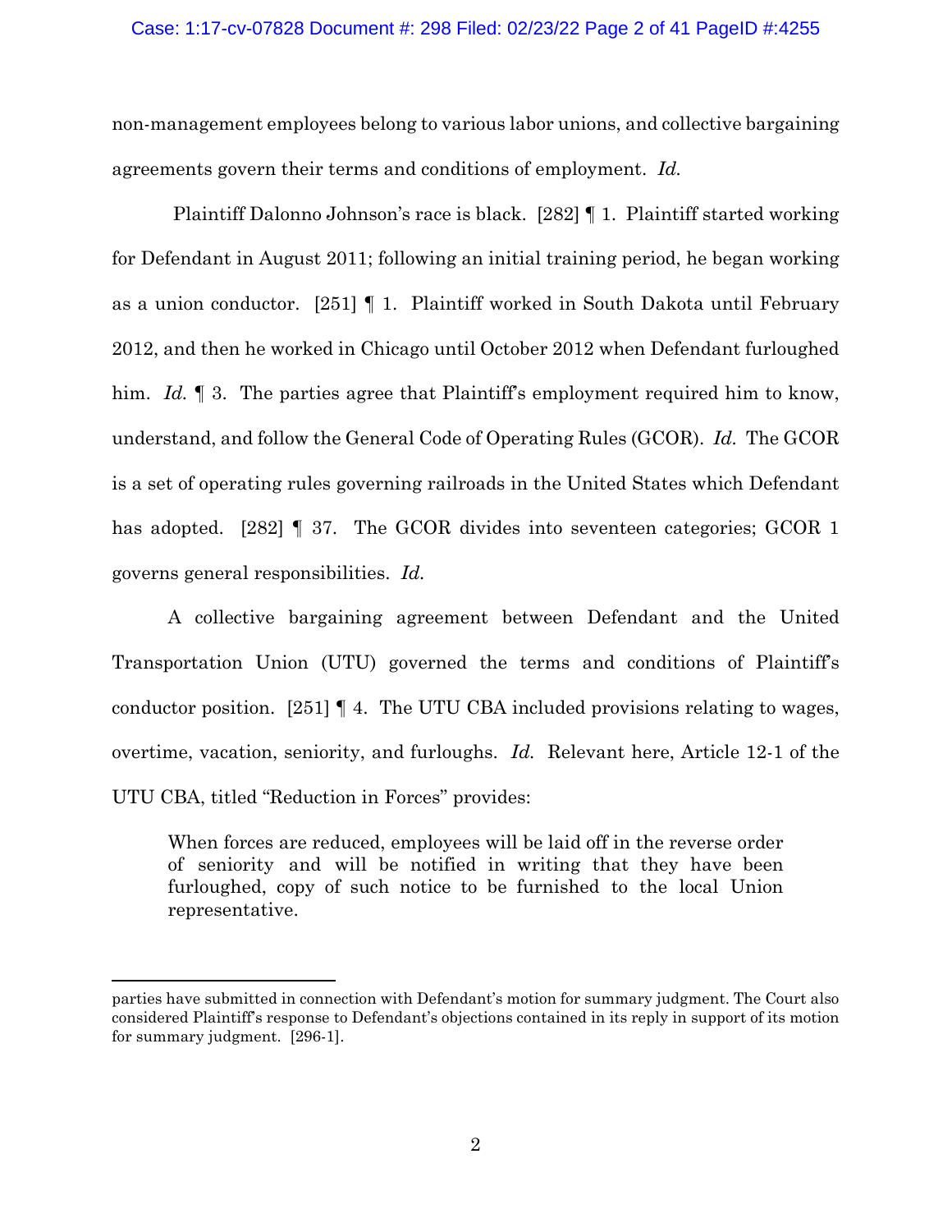non-management employees belong to various labor unions, and collective bargaining agreements govern their terms and conditions of employment. *Id.*

Plaintiff Dalonno Johnson's race is black. [282] ¶ 1. Plaintiff started working for Defendant in August 2011; following an initial training period, he began working as a union conductor. [251] ¶ 1. Plaintiff worked in South Dakota until February 2012, and then he worked in Chicago until October 2012 when Defendant furloughed him. *Id.* ¶ 3. The parties agree that Plaintiff's employment required him to know, understand, and follow the General Code of Operating Rules (GCOR). *Id.* The GCOR is a set of operating rules governing railroads in the United States which Defendant has adopted. [282] ¶ 37. The GCOR divides into seventeen categories; GCOR 1 governs general responsibilities. *Id.*

A collective bargaining agreement between Defendant and the United Transportation Union (UTU) governed the terms and conditions of Plaintiff's conductor position. [251] ¶ 4. The UTU CBA included provisions relating to wages, overtime, vacation, seniority, and furloughs. *Id.* Relevant here, Article 12-1 of the UTU CBA, titled "Reduction in Forces" provides:

> When forces are reduced, employees will be laid off in the reverse order of seniority and will be notified in writing that they have been furloughed, copy of such notice to be furnished to the local Union representative.

---

parties have submitted in connection with Defendant's motion for summary judgment. The Court also considered Plaintiff's response to Defendant's objections contained in its reply in support of its motion for summary judgment. [296-1].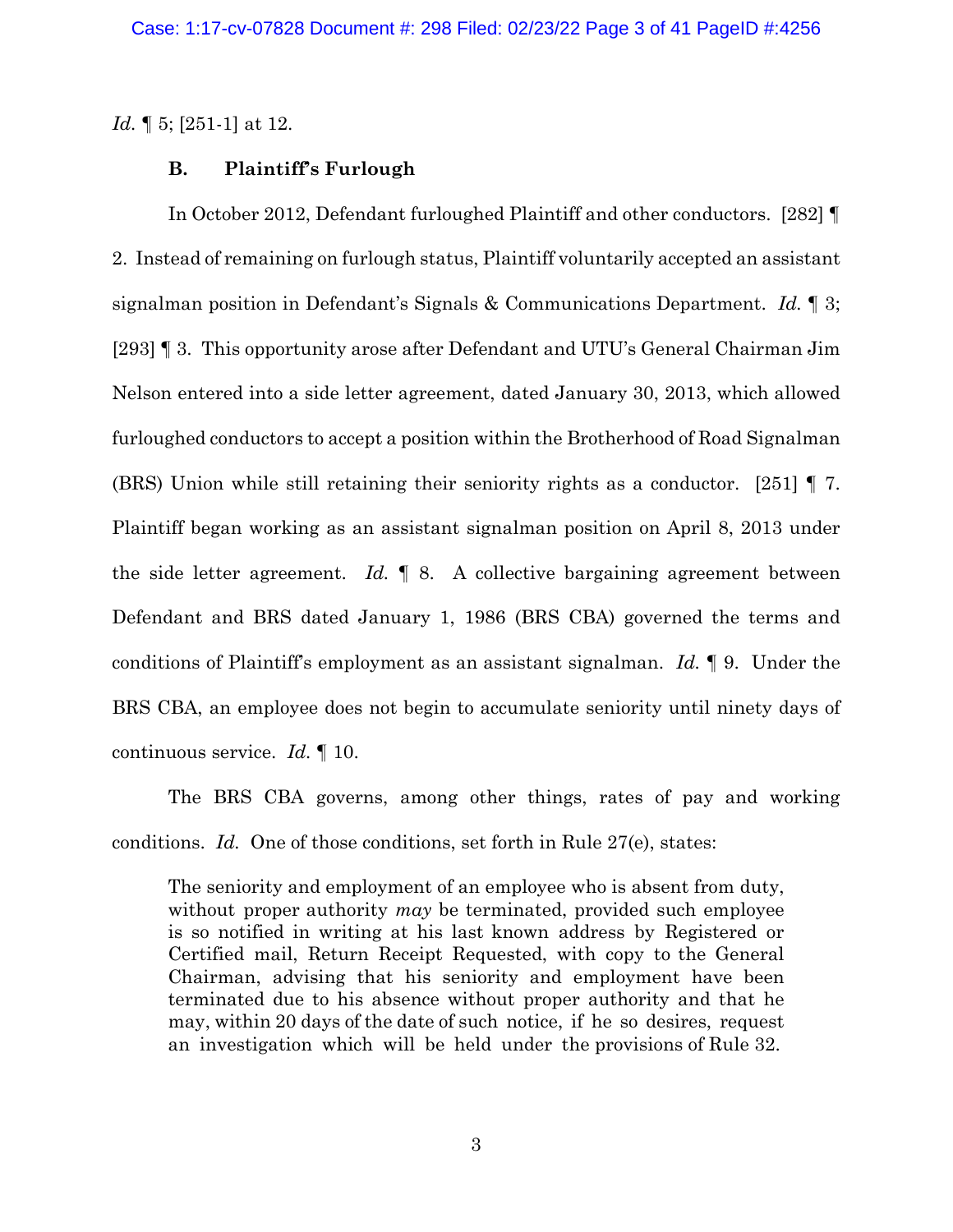*Id.* ¶ 5; [251-1] at 12.

### B. Plaintiff's Furlough

In October 2012, Defendant furloughed Plaintiff and other conductors. [282] ¶ 2. Instead of remaining on furlough status, Plaintiff voluntarily accepted an assistant signalman position in Defendant's Signals & Communications Department. *Id.* ¶ 3; [293] ¶ 3. This opportunity arose after Defendant and UTU's General Chairman Jim Nelson entered into a side letter agreement, dated January 30, 2013, which allowed furloughed conductors to accept a position within the Brotherhood of Road Signalman (BRS) Union while still retaining their seniority rights as a conductor. [251] ¶ 7. Plaintiff began working as an assistant signalman position on April 8, 2013 under the side letter agreement. *Id.* ¶ 8. A collective bargaining agreement between Defendant and BRS dated January 1, 1986 (BRS CBA) governed the terms and conditions of Plaintiff's employment as an assistant signalman. *Id.* ¶ 9. Under the BRS CBA, an employee does not begin to accumulate seniority until ninety days of continuous service. *Id.* ¶ 10.

The BRS CBA governs, among other things, rates of pay and working conditions. *Id.* One of those conditions, set forth in Rule 27(e), states:

> The seniority and employment of an employee who is absent from duty, without proper authority *may* be terminated, provided such employee is so notified in writing at his last known address by Registered or Certified mail, Return Receipt Requested, with copy to the General Chairman, advising that his seniority and employment have been terminated due to his absence without proper authority and that he may, within 20 days of the date of such notice, if he so desires, request an investigation which will be held under the provisions of Rule 32.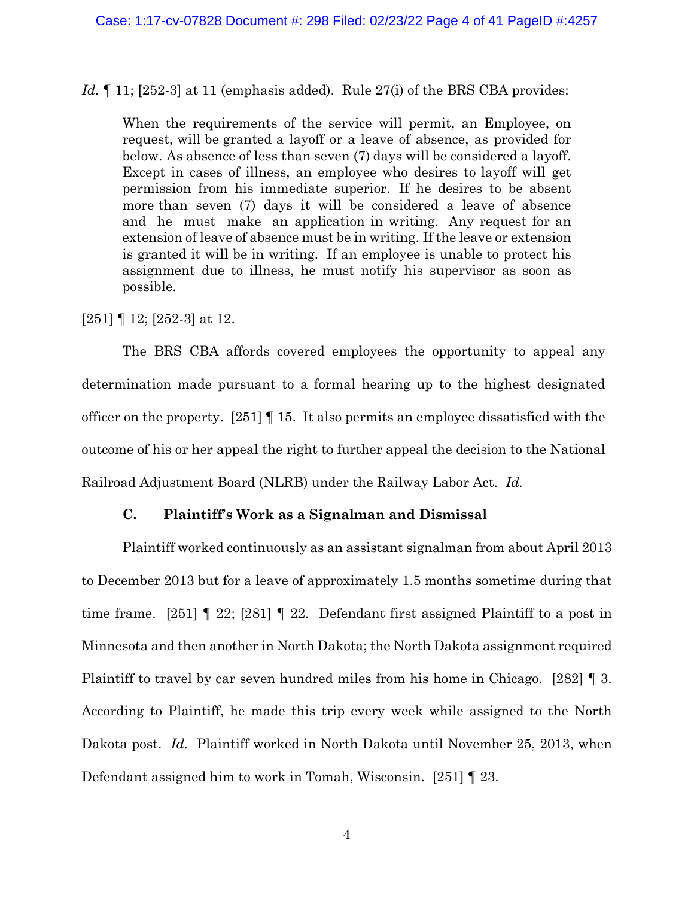*Id.* ¶ 11; [252-3] at 11 (emphasis added). Rule 27(i) of the BRS CBA provides:

> When the requirements of the service will permit, an Employee, on request, will be granted a layoff or a leave of absence, as provided for below. As absence of less than seven (7) days will be considered a layoff. Except in cases of illness, an employee who desires to layoff will get permission from his immediate superior. If he desires to be absent more than seven (7) days it will be considered a leave of absence and he must make an application in writing. Any request for an extension of leave of absence must be in writing. If the leave or extension is granted it will be in writing. If an employee is unable to protect his assignment due to illness, he must notify his supervisor as soon as possible.

[251] ¶ 12; [252-3] at 12.

The BRS CBA affords covered employees the opportunity to appeal any determination made pursuant to a formal hearing up to the highest designated officer on the property. [251] ¶ 15. It also permits an employee dissatisfied with the outcome of his or her appeal the right to further appeal the decision to the National Railroad Adjustment Board (NLRB) under the Railway Labor Act. *Id.*

### C. Plaintiff's Work as a Signalman and Dismissal

Plaintiff worked continuously as an assistant signalman from about April 2013 to December 2013 but for a leave of approximately 1.5 months sometime during that time frame. [251] ¶ 22; [281] ¶ 22. Defendant first assigned Plaintiff to a post in Minnesota and then another in North Dakota; the North Dakota assignment required Plaintiff to travel by car seven hundred miles from his home in Chicago. [282] ¶ 3. According to Plaintiff, he made this trip every week while assigned to the North Dakota post. *Id.* Plaintiff worked in North Dakota until November 25, 2013, when Defendant assigned him to work in Tomah, Wisconsin. [251] ¶ 23.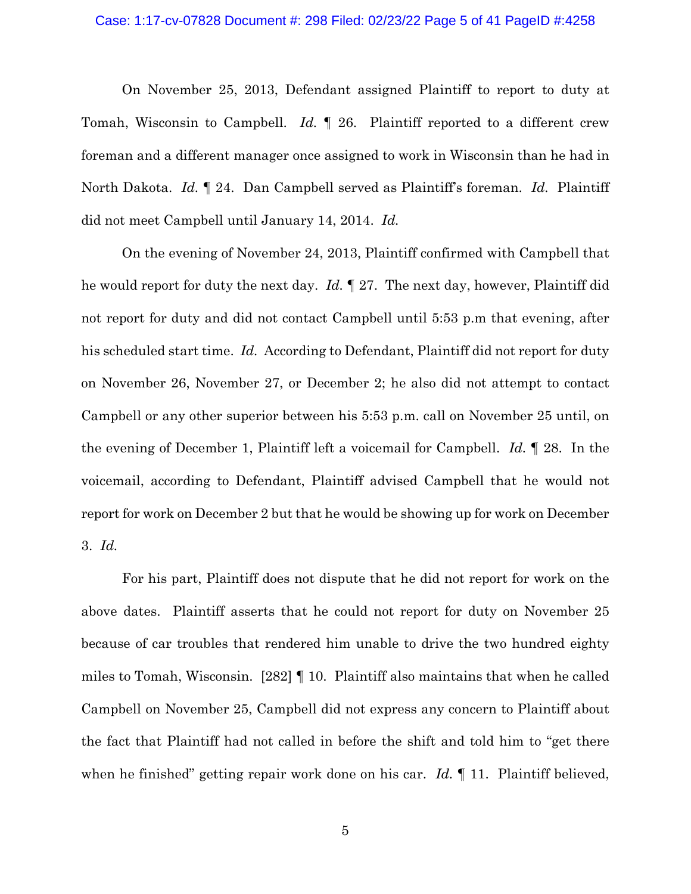On November 25, 2013, Defendant assigned Plaintiff to report to duty at Tomah, Wisconsin to Campbell. *Id.* ¶ 26. Plaintiff reported to a different crew foreman and a different manager once assigned to work in Wisconsin than he had in North Dakota. *Id.* ¶ 24. Dan Campbell served as Plaintiff's foreman. *Id.* Plaintiff did not meet Campbell until January 14, 2014. *Id.*

On the evening of November 24, 2013, Plaintiff confirmed with Campbell that he would report for duty the next day. *Id.* ¶ 27. The next day, however, Plaintiff did not report for duty and did not contact Campbell until 5:53 p.m that evening, after his scheduled start time. *Id.* According to Defendant, Plaintiff did not report for duty on November 26, November 27, or December 2; he also did not attempt to contact Campbell or any other superior between his 5:53 p.m. call on November 25 until, on the evening of December 1, Plaintiff left a voicemail for Campbell. *Id.* ¶ 28. In the voicemail, according to Defendant, Plaintiff advised Campbell that he would not report for work on December 2 but that he would be showing up for work on December 3. *Id.*

For his part, Plaintiff does not dispute that he did not report for work on the above dates. Plaintiff asserts that he could not report for duty on November 25 because of car troubles that rendered him unable to drive the two hundred eighty miles to Tomah, Wisconsin. [282] ¶ 10. Plaintiff also maintains that when he called Campbell on November 25, Campbell did not express any concern to Plaintiff about the fact that Plaintiff had not called in before the shift and told him to "get there when he finished" getting repair work done on his car. *Id.* ¶ 11. Plaintiff believed,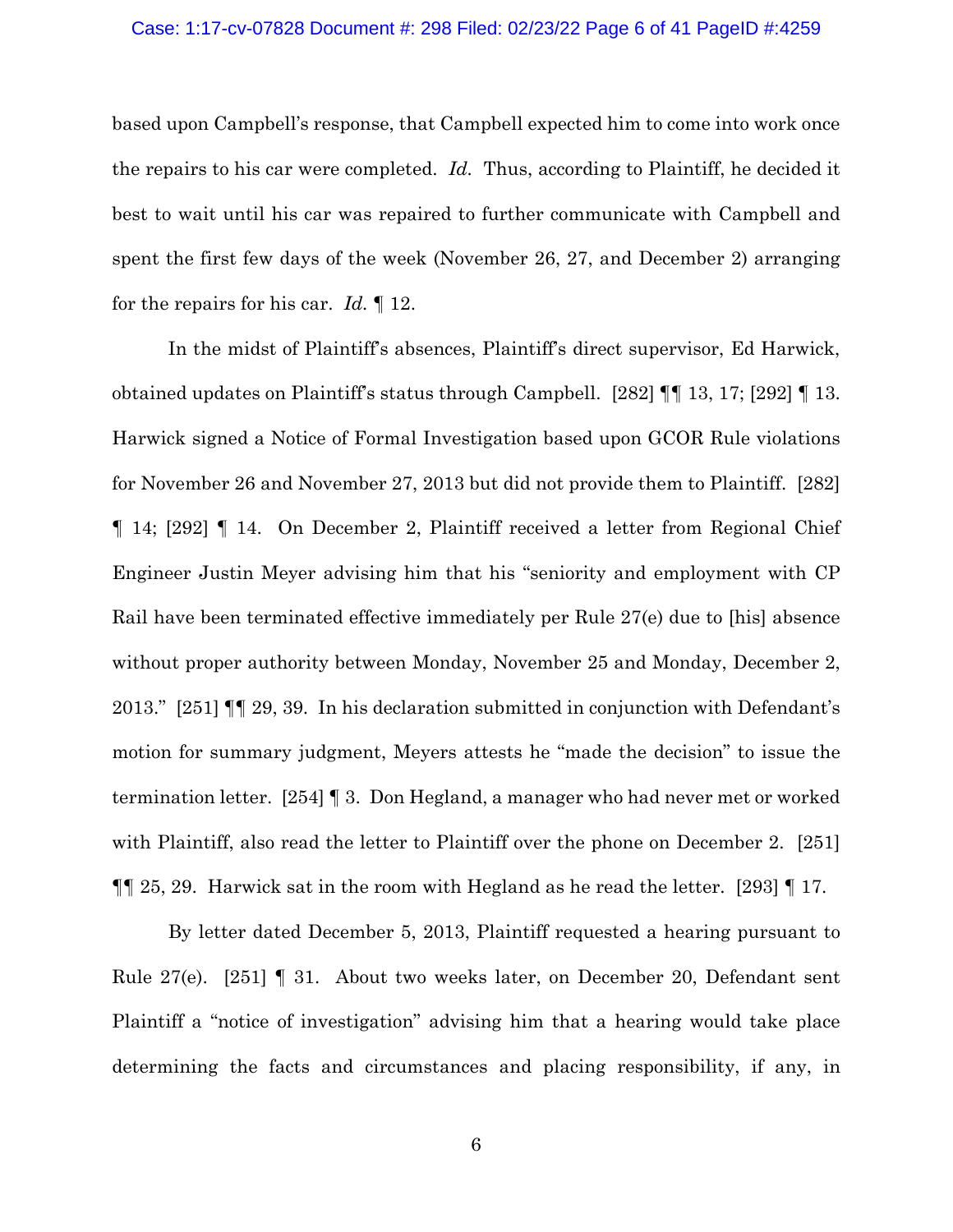based upon Campbell's response, that Campbell expected him to come into work once the repairs to his car were completed. *Id.* Thus, according to Plaintiff, he decided it best to wait until his car was repaired to further communicate with Campbell and spent the first few days of the week (November 26, 27, and December 2) arranging for the repairs for his car. *Id.* ¶ 12.

In the midst of Plaintiff's absences, Plaintiff's direct supervisor, Ed Harwick, obtained updates on Plaintiff's status through Campbell. [282] ¶¶ 13, 17; [292] ¶ 13. Harwick signed a Notice of Formal Investigation based upon GCOR Rule violations for November 26 and November 27, 2013 but did not provide them to Plaintiff. [282] ¶ 14; [292] ¶ 14. On December 2, Plaintiff received a letter from Regional Chief Engineer Justin Meyer advising him that his "seniority and employment with CP Rail have been terminated effective immediately per Rule 27(e) due to [his] absence without proper authority between Monday, November 25 and Monday, December 2, 2013." [251] ¶¶ 29, 39. In his declaration submitted in conjunction with Defendant's motion for summary judgment, Meyers attests he "made the decision" to issue the termination letter. [254] ¶ 3. Don Hegland, a manager who had never met or worked with Plaintiff, also read the letter to Plaintiff over the phone on December 2. [251] ¶¶ 25, 29. Harwick sat in the room with Hegland as he read the letter. [293] ¶ 17.

By letter dated December 5, 2013, Plaintiff requested a hearing pursuant to Rule 27(e). [251] ¶ 31. About two weeks later, on December 20, Defendant sent Plaintiff a "notice of investigation" advising him that a hearing would take place determining the facts and circumstances and placing responsibility, if any, in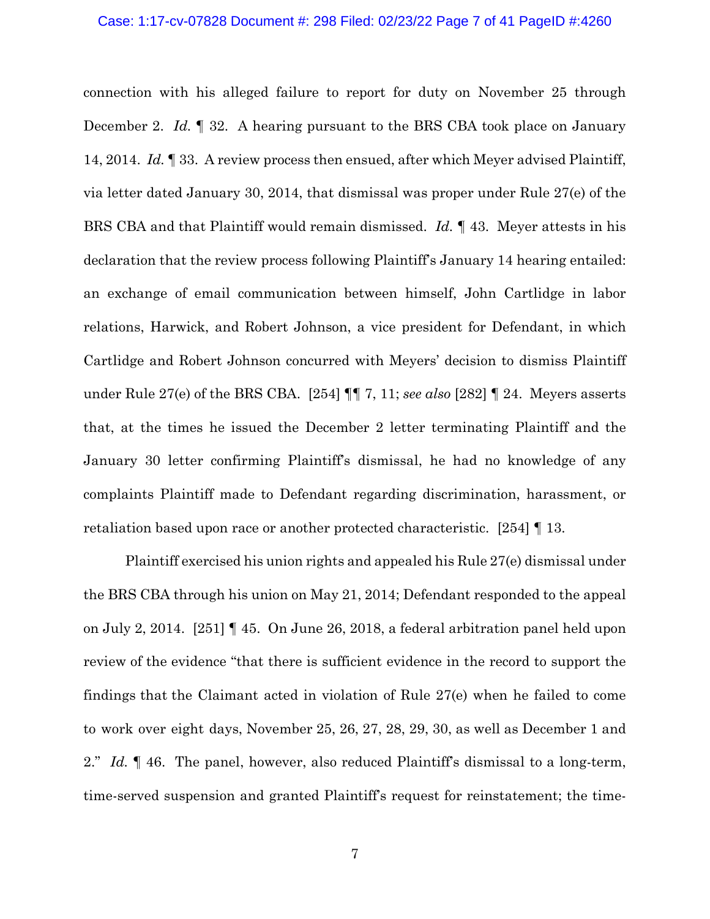connection with his alleged failure to report for duty on November 25 through December 2. *Id.* ¶ 32. A hearing pursuant to the BRS CBA took place on January 14, 2014. *Id.* ¶ 33. A review process then ensued, after which Meyer advised Plaintiff, via letter dated January 30, 2014, that dismissal was proper under Rule 27(e) of the BRS CBA and that Plaintiff would remain dismissed. *Id.* ¶ 43. Meyer attests in his declaration that the review process following Plaintiff's January 14 hearing entailed: an exchange of email communication between himself, John Cartlidge in labor relations, Harwick, and Robert Johnson, a vice president for Defendant, in which Cartlidge and Robert Johnson concurred with Meyers' decision to dismiss Plaintiff under Rule 27(e) of the BRS CBA. [254] ¶¶ 7, 11; *see also* [282] ¶ 24. Meyers asserts that, at the times he issued the December 2 letter terminating Plaintiff and the January 30 letter confirming Plaintiff's dismissal, he had no knowledge of any complaints Plaintiff made to Defendant regarding discrimination, harassment, or retaliation based upon race or another protected characteristic. [254] ¶ 13.

Plaintiff exercised his union rights and appealed his Rule 27(e) dismissal under the BRS CBA through his union on May 21, 2014; Defendant responded to the appeal on July 2, 2014. [251] ¶ 45. On June 26, 2018, a federal arbitration panel held upon review of the evidence "that there is sufficient evidence in the record to support the findings that the Claimant acted in violation of Rule 27(e) when he failed to come to work over eight days, November 25, 26, 27, 28, 29, 30, as well as December 1 and 2." *Id.* ¶ 46. The panel, however, also reduced Plaintiff's dismissal to a long-term, time-served suspension and granted Plaintiff's request for reinstatement; the time-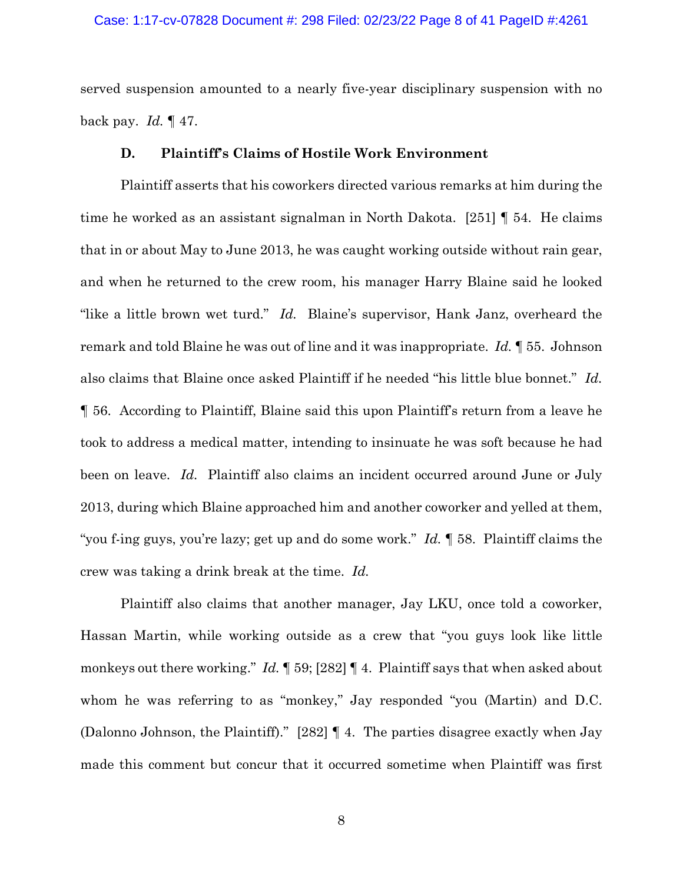served suspension amounted to a nearly five-year disciplinary suspension with no back pay. *Id.* ¶ 47.

### D. Plaintiff's Claims of Hostile Work Environment

Plaintiff asserts that his coworkers directed various remarks at him during the time he worked as an assistant signalman in North Dakota. [251] ¶ 54. He claims that in or about May to June 2013, he was caught working outside without rain gear, and when he returned to the crew room, his manager Harry Blaine said he looked "like a little brown wet turd." *Id.* Blaine's supervisor, Hank Janz, overheard the remark and told Blaine he was out of line and it was inappropriate. *Id.* ¶ 55. Johnson also claims that Blaine once asked Plaintiff if he needed "his little blue bonnet." *Id.* ¶ 56. According to Plaintiff, Blaine said this upon Plaintiff's return from a leave he took to address a medical matter, intending to insinuate he was soft because he had been on leave. *Id.* Plaintiff also claims an incident occurred around June or July 2013, during which Blaine approached him and another coworker and yelled at them, "you f-ing guys, you're lazy; get up and do some work." *Id.* ¶ 58. Plaintiff claims the crew was taking a drink break at the time. *Id.*

Plaintiff also claims that another manager, Jay LKU, once told a coworker, Hassan Martin, while working outside as a crew that "you guys look like little monkeys out there working." *Id.* ¶ 59; [282] ¶ 4. Plaintiff says that when asked about whom he was referring to as "monkey," Jay responded "you (Martin) and D.C. (Dalonno Johnson, the Plaintiff)." [282] ¶ 4. The parties disagree exactly when Jay made this comment but concur that it occurred sometime when Plaintiff was first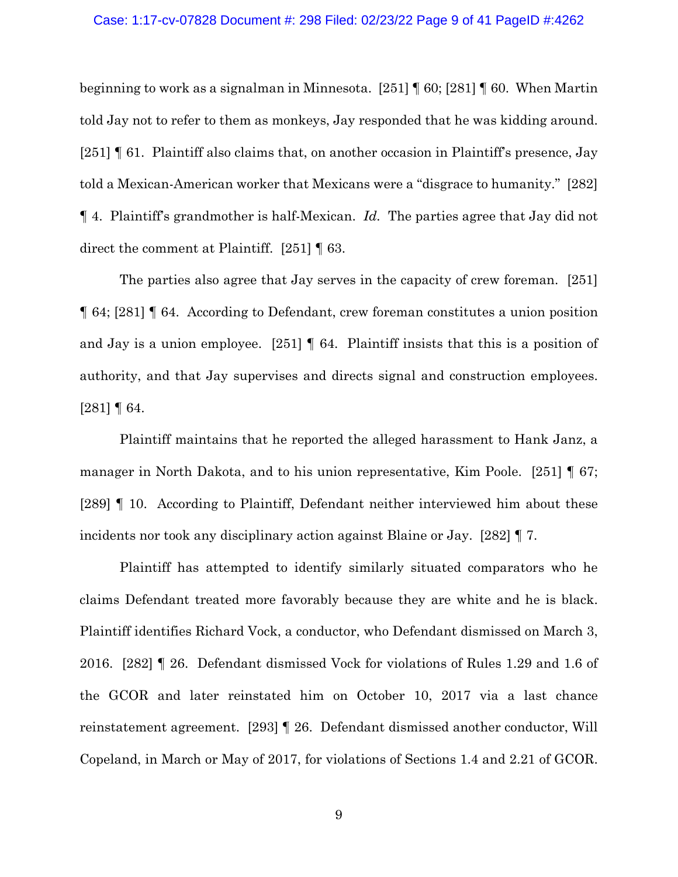beginning to work as a signalman in Minnesota. [251] ¶ 60; [281] ¶ 60. When Martin told Jay not to refer to them as monkeys, Jay responded that he was kidding around. [251] ¶ 61. Plaintiff also claims that, on another occasion in Plaintiff's presence, Jay told a Mexican-American worker that Mexicans were a "disgrace to humanity." [282] ¶ 4. Plaintiff's grandmother is half-Mexican. *Id.* The parties agree that Jay did not direct the comment at Plaintiff. [251] ¶ 63.

The parties also agree that Jay serves in the capacity of crew foreman. [251] ¶ 64; [281] ¶ 64. According to Defendant, crew foreman constitutes a union position and Jay is a union employee. [251] ¶ 64. Plaintiff insists that this is a position of authority, and that Jay supervises and directs signal and construction employees. [281] ¶ 64.

Plaintiff maintains that he reported the alleged harassment to Hank Janz, a manager in North Dakota, and to his union representative, Kim Poole. [251] ¶ 67; [289] ¶ 10. According to Plaintiff, Defendant neither interviewed him about these incidents nor took any disciplinary action against Blaine or Jay. [282] ¶ 7.

Plaintiff has attempted to identify similarly situated comparators who he claims Defendant treated more favorably because they are white and he is black. Plaintiff identifies Richard Vock, a conductor, who Defendant dismissed on March 3, 2016. [282] ¶ 26. Defendant dismissed Vock for violations of Rules 1.29 and 1.6 of the GCOR and later reinstated him on October 10, 2017 via a last chance reinstatement agreement. [293] ¶ 26. Defendant dismissed another conductor, Will Copeland, in March or May of 2017, for violations of Sections 1.4 and 2.21 of GCOR.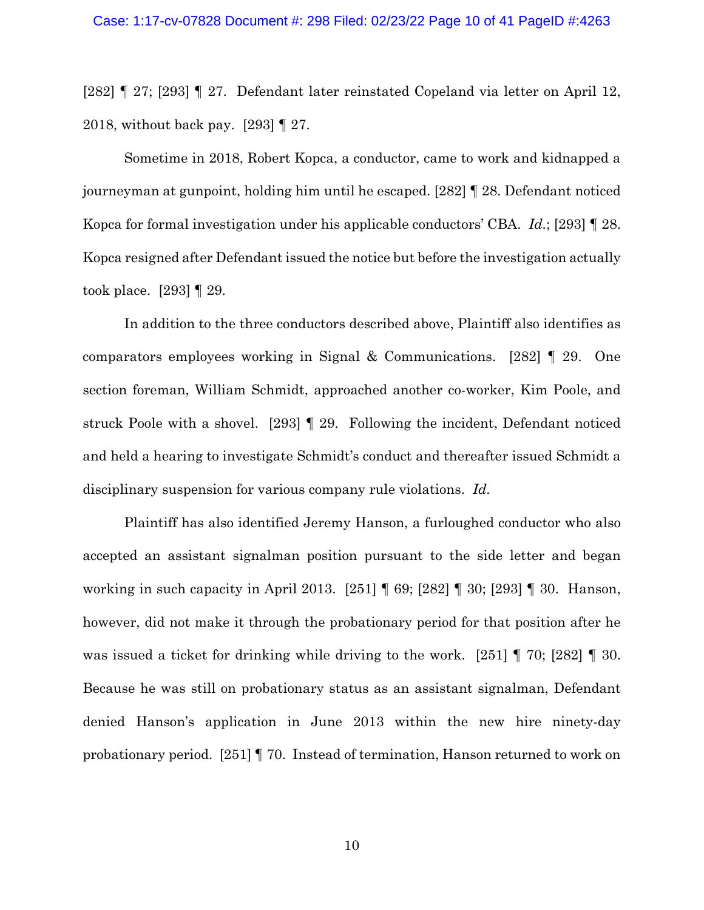[282] ¶ 27; [293] ¶ 27. Defendant later reinstated Copeland via letter on April 12, 2018, without back pay. [293] ¶ 27.

Sometime in 2018, Robert Kopca, a conductor, came to work and kidnapped a journeyman at gunpoint, holding him until he escaped. [282] ¶ 28. Defendant noticed Kopca for formal investigation under his applicable conductors' CBA. *Id.*; [293] ¶ 28. Kopca resigned after Defendant issued the notice but before the investigation actually took place. [293] ¶ 29.

In addition to the three conductors described above, Plaintiff also identifies as comparators employees working in Signal & Communications. [282] ¶ 29. One section foreman, William Schmidt, approached another co-worker, Kim Poole, and struck Poole with a shovel. [293] ¶ 29. Following the incident, Defendant noticed and held a hearing to investigate Schmidt's conduct and thereafter issued Schmidt a disciplinary suspension for various company rule violations. *Id.*

Plaintiff has also identified Jeremy Hanson, a furloughed conductor who also accepted an assistant signalman position pursuant to the side letter and began working in such capacity in April 2013. [251] ¶ 69; [282] ¶ 30; [293] ¶ 30. Hanson, however, did not make it through the probationary period for that position after he was issued a ticket for drinking while driving to the work. [251] ¶ 70; [282] ¶ 30. Because he was still on probationary status as an assistant signalman, Defendant denied Hanson's application in June 2013 within the new hire ninety-day probationary period. [251] ¶ 70. Instead of termination, Hanson returned to work on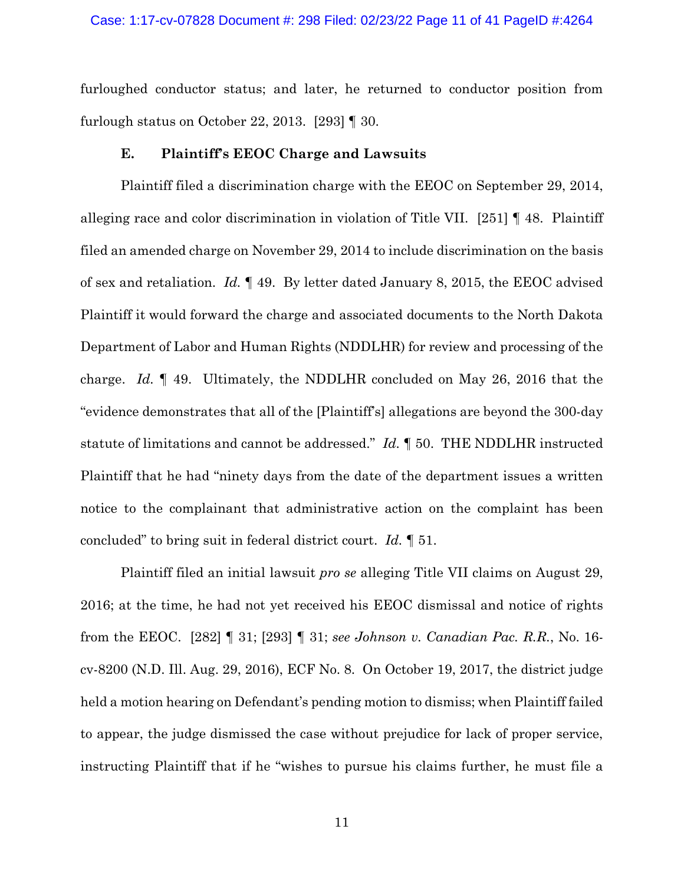furloughed conductor status; and later, he returned to conductor position from furlough status on October 22, 2013. [293] ¶ 30.

### E. Plaintiff's EEOC Charge and Lawsuits

Plaintiff filed a discrimination charge with the EEOC on September 29, 2014, alleging race and color discrimination in violation of Title VII. [251] ¶ 48. Plaintiff filed an amended charge on November 29, 2014 to include discrimination on the basis of sex and retaliation. *Id.* ¶ 49. By letter dated January 8, 2015, the EEOC advised Plaintiff it would forward the charge and associated documents to the North Dakota Department of Labor and Human Rights (NDDLHR) for review and processing of the charge. *Id.* ¶ 49. Ultimately, the NDDLHR concluded on May 26, 2016 that the "evidence demonstrates that all of the [Plaintiff's] allegations are beyond the 300-day statute of limitations and cannot be addressed." *Id.* ¶ 50. THE NDDLHR instructed Plaintiff that he had "ninety days from the date of the department issues a written notice to the complainant that administrative action on the complaint has been concluded" to bring suit in federal district court. *Id.* ¶ 51.

Plaintiff filed an initial lawsuit *pro se* alleging Title VII claims on August 29, 2016; at the time, he had not yet received his EEOC dismissal and notice of rights from the EEOC. [282] ¶ 31; [293] ¶ 31; *see Johnson v. Canadian Pac. R.R.*, No. 16-cv-8200 (N.D. Ill. Aug. 29, 2016), ECF No. 8. On October 19, 2017, the district judge held a motion hearing on Defendant's pending motion to dismiss; when Plaintiff failed to appear, the judge dismissed the case without prejudice for lack of proper service, instructing Plaintiff that if he "wishes to pursue his claims further, he must file a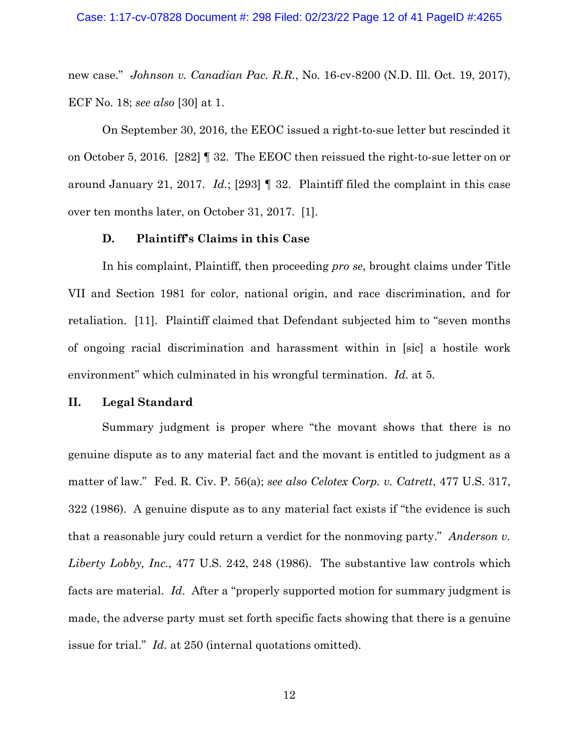new case." *Johnson v. Canadian Pac. R.R.*, No. 16-cv-8200 (N.D. Ill. Oct. 19, 2017), ECF No. 18; *see also* [30] at 1.

On September 30, 2016, the EEOC issued a right-to-sue letter but rescinded it on October 5, 2016. [282] ¶ 32. The EEOC then reissued the right-to-sue letter on or around January 21, 2017. *Id.*; [293] ¶ 32. Plaintiff filed the complaint in this case over ten months later, on October 31, 2017. [1].

### D. Plaintiff's Claims in this Case

In his complaint, Plaintiff, then proceeding *pro se*, brought claims under Title VII and Section 1981 for color, national origin, and race discrimination, and for retaliation. [11]. Plaintiff claimed that Defendant subjected him to "seven months of ongoing racial discrimination and harassment within in [sic] a hostile work environment" which culminated in his wrongful termination. *Id.* at 5.

## II. Legal Standard

Summary judgment is proper where "the movant shows that there is no genuine dispute as to any material fact and the movant is entitled to judgment as a matter of law." Fed. R. Civ. P. 56(a); *see also Celotex Corp. v. Catrett*, 477 U.S. 317, 322 (1986). A genuine dispute as to any material fact exists if "the evidence is such that a reasonable jury could return a verdict for the nonmoving party." *Anderson v. Liberty Lobby, Inc.*, 477 U.S. 242, 248 (1986). The substantive law controls which facts are material. *Id.* After a "properly supported motion for summary judgment is made, the adverse party must set forth specific facts showing that there is a genuine issue for trial." *Id.* at 250 (internal quotations omitted).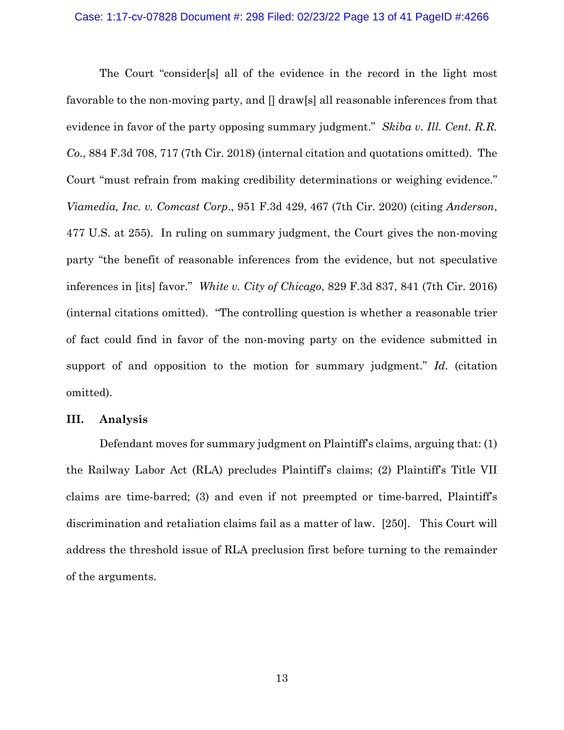The Court "consider[s] all of the evidence in the record in the light most favorable to the non-moving party, and [] draw[s] all reasonable inferences from that evidence in favor of the party opposing summary judgment." *Skiba v. Ill. Cent. R.R. Co.*, 884 F.3d 708, 717 (7th Cir. 2018) (internal citation and quotations omitted). The Court "must refrain from making credibility determinations or weighing evidence." *Viamedia, Inc. v. Comcast Corp.*, 951 F.3d 429, 467 (7th Cir. 2020) (citing *Anderson*, 477 U.S. at 255). In ruling on summary judgment, the Court gives the non-moving party "the benefit of reasonable inferences from the evidence, but not speculative inferences in [its] favor." *White v. City of Chicago*, 829 F.3d 837, 841 (7th Cir. 2016) (internal citations omitted). "The controlling question is whether a reasonable trier of fact could find in favor of the non-moving party on the evidence submitted in support of and opposition to the motion for summary judgment." *Id.* (citation omitted).

## III. Analysis

Defendant moves for summary judgment on Plaintiff's claims, arguing that: (1) the Railway Labor Act (RLA) precludes Plaintiff's claims; (2) Plaintiff's Title VII claims are time-barred; (3) and even if not preempted or time-barred, Plaintiff's discrimination and retaliation claims fail as a matter of law. [250]. This Court will address the threshold issue of RLA preclusion first before turning to the remainder of the arguments.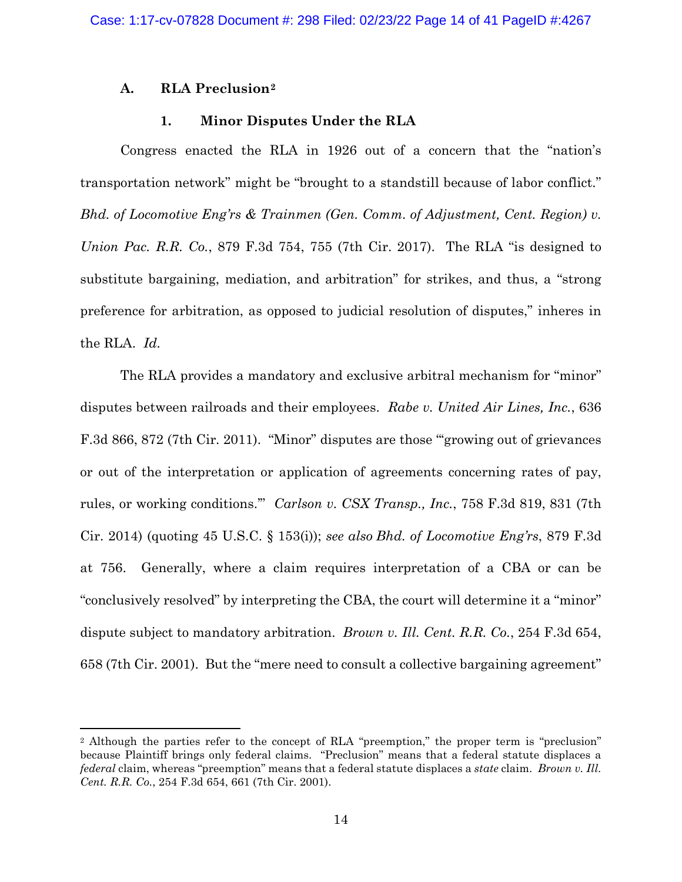### A. RLA Preclusion[2]

#### 1. Minor Disputes Under the RLA

Congress enacted the RLA in 1926 out of a concern that the "nation's transportation network" might be "brought to a standstill because of labor conflict." *Bhd. of Locomotive Eng'rs & Trainmen (Gen. Comm. of Adjustment, Cent. Region) v. Union Pac. R.R. Co.*, 879 F.3d 754, 755 (7th Cir. 2017). The RLA "is designed to substitute bargaining, mediation, and arbitration" for strikes, and thus, a "strong preference for arbitration, as opposed to judicial resolution of disputes," inheres in the RLA. *Id.*

The RLA provides a mandatory and exclusive arbitral mechanism for "minor" disputes between railroads and their employees. *Rabe v. United Air Lines, Inc.*, 636 F.3d 866, 872 (7th Cir. 2011). "Minor" disputes are those "'growing out of grievances or out of the interpretation or application of agreements concerning rates of pay, rules, or working conditions.'" *Carlson v. CSX Transp., Inc.*, 758 F.3d 819, 831 (7th Cir. 2014) (quoting 45 U.S.C. § 153(i)); *see also Bhd. of Locomotive Eng'rs*, 879 F.3d at 756. Generally, where a claim requires interpretation of a CBA or can be "conclusively resolved" by interpreting the CBA, the court will determine it a "minor" dispute subject to mandatory arbitration. *Brown v. Ill. Cent. R.R. Co.*, 254 F.3d 654, 658 (7th Cir. 2001). But the "mere need to consult a collective bargaining agreement"

---

[2] Although the parties refer to the concept of RLA "preemption," the proper term is "preclusion" because Plaintiff brings only federal claims. "Preclusion" means that a federal statute displaces a *federal* claim, whereas "preemption" means that a federal statute displaces a *state* claim. *Brown v. Ill. Cent. R.R. Co.*, 254 F.3d 654, 661 (7th Cir. 2001).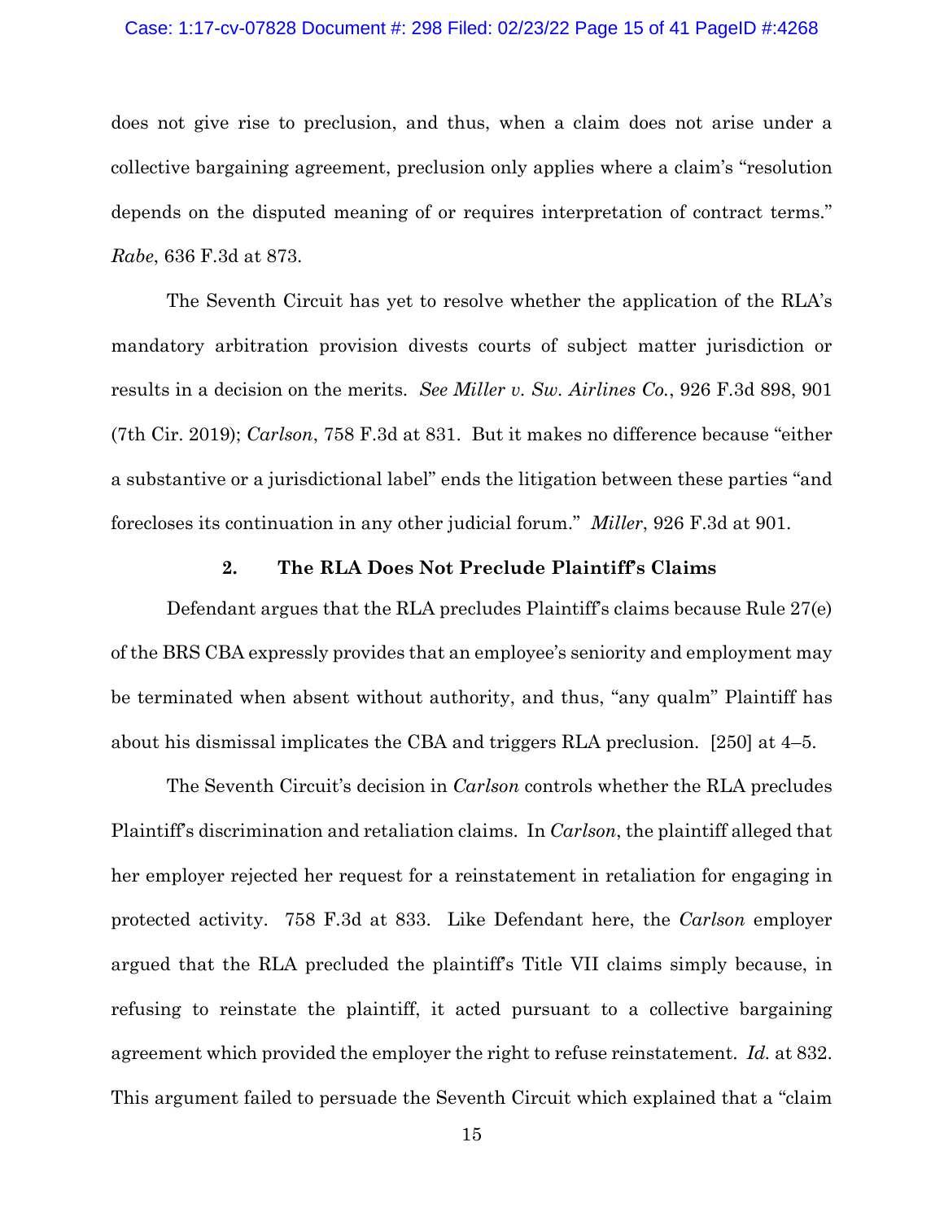does not give rise to preclusion, and thus, when a claim does not arise under a collective bargaining agreement, preclusion only applies where a claim's "resolution depends on the disputed meaning of or requires interpretation of contract terms." *Rabe*, 636 F.3d at 873.

The Seventh Circuit has yet to resolve whether the application of the RLA's mandatory arbitration provision divests courts of subject matter jurisdiction or results in a decision on the merits. *See Miller v. Sw. Airlines Co.*, 926 F.3d 898, 901 (7th Cir. 2019); *Carlson*, 758 F.3d at 831. But it makes no difference because "either a substantive or a jurisdictional label" ends the litigation between these parties "and forecloses its continuation in any other judicial forum." *Miller*, 926 F.3d at 901.

### 2. The RLA Does Not Preclude Plaintiff's Claims

Defendant argues that the RLA precludes Plaintiff's claims because Rule 27(e) of the BRS CBA expressly provides that an employee's seniority and employment may be terminated when absent without authority, and thus, "any qualm" Plaintiff has about his dismissal implicates the CBA and triggers RLA preclusion. [250] at 4–5.

The Seventh Circuit's decision in *Carlson* controls whether the RLA precludes Plaintiff's discrimination and retaliation claims. In *Carlson*, the plaintiff alleged that her employer rejected her request for a reinstatement in retaliation for engaging in protected activity. 758 F.3d at 833. Like Defendant here, the *Carlson* employer argued that the RLA precluded the plaintiff's Title VII claims simply because, in refusing to reinstate the plaintiff, it acted pursuant to a collective bargaining agreement which provided the employer the right to refuse reinstatement. *Id.* at 832. This argument failed to persuade the Seventh Circuit which explained that a "claim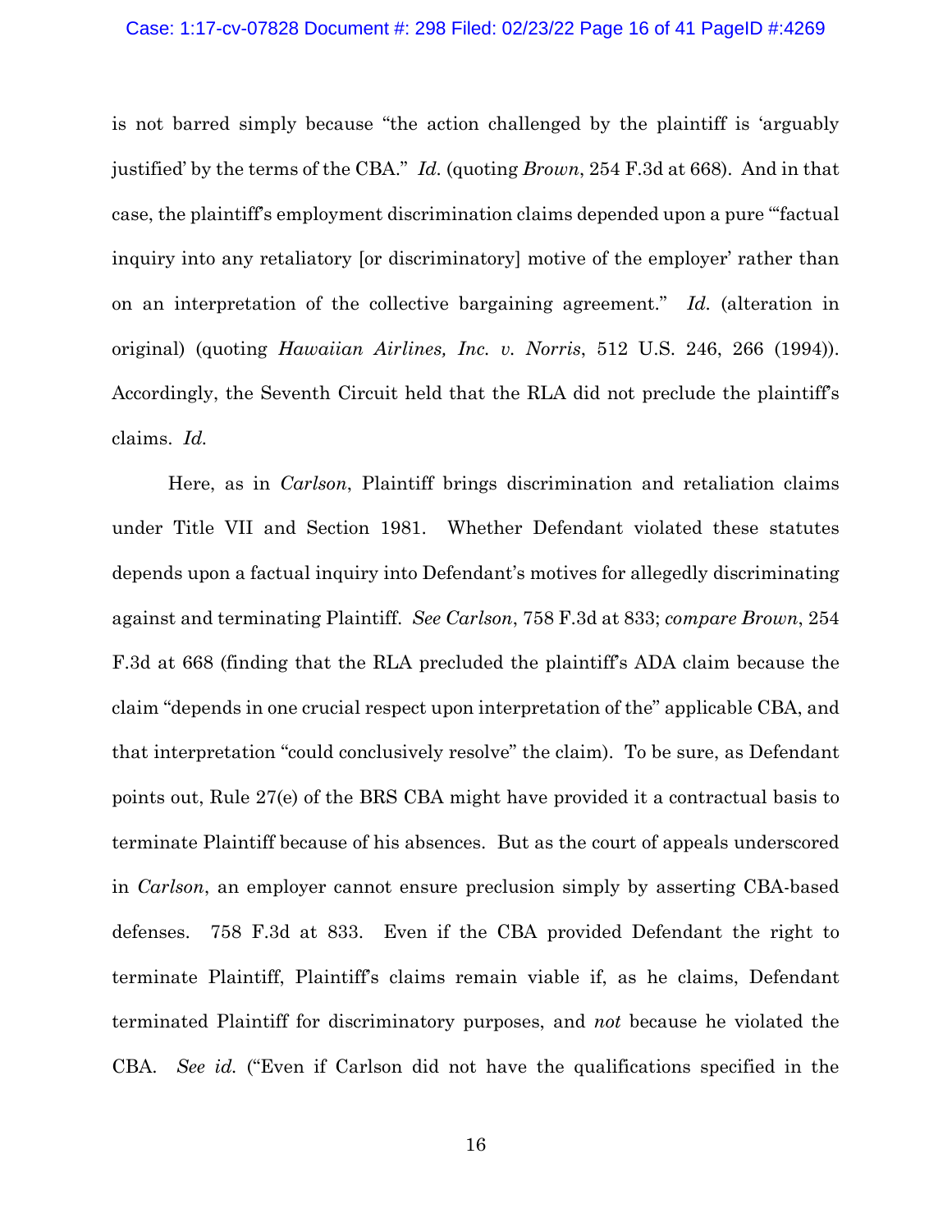is not barred simply because "the action challenged by the plaintiff is 'arguably justified' by the terms of the CBA." *Id.* (quoting *Brown*, 254 F.3d at 668). And in that case, the plaintiff's employment discrimination claims depended upon a pure "'factual inquiry into any retaliatory [or discriminatory] motive of the employer' rather than on an interpretation of the collective bargaining agreement." *Id.* (alteration in original) (quoting *Hawaiian Airlines, Inc. v. Norris*, 512 U.S. 246, 266 (1994)). Accordingly, the Seventh Circuit held that the RLA did not preclude the plaintiff's claims. *Id.*

Here, as in *Carlson*, Plaintiff brings discrimination and retaliation claims under Title VII and Section 1981. Whether Defendant violated these statutes depends upon a factual inquiry into Defendant's motives for allegedly discriminating against and terminating Plaintiff. *See Carlson*, 758 F.3d at 833; *compare Brown*, 254 F.3d at 668 (finding that the RLA precluded the plaintiff's ADA claim because the claim "depends in one crucial respect upon interpretation of the" applicable CBA, and that interpretation "could conclusively resolve" the claim). To be sure, as Defendant points out, Rule 27(e) of the BRS CBA might have provided it a contractual basis to terminate Plaintiff because of his absences. But as the court of appeals underscored in *Carlson*, an employer cannot ensure preclusion simply by asserting CBA-based defenses. 758 F.3d at 833. Even if the CBA provided Defendant the right to terminate Plaintiff, Plaintiff's claims remain viable if, as he claims, Defendant terminated Plaintiff for discriminatory purposes, and *not* because he violated the CBA. *See id.* ("Even if Carlson did not have the qualifications specified in the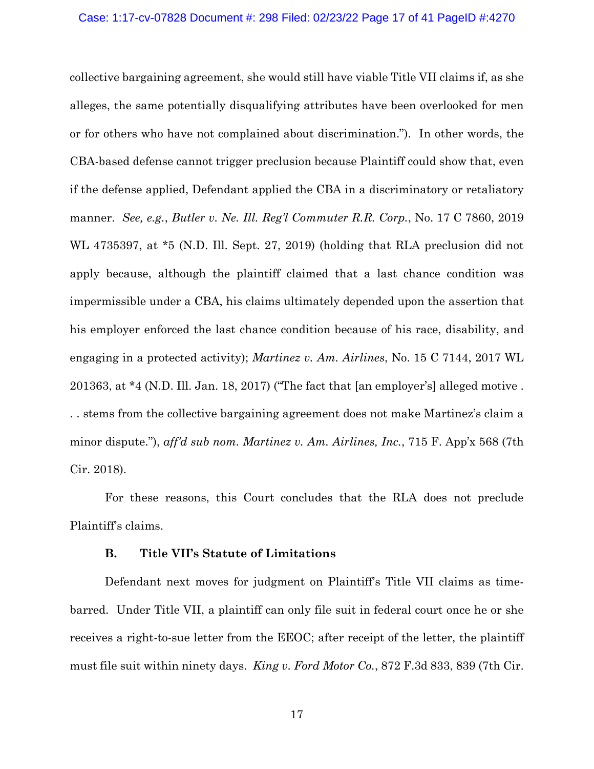collective bargaining agreement, she would still have viable Title VII claims if, as she alleges, the same potentially disqualifying attributes have been overlooked for men or for others who have not complained about discrimination."). In other words, the CBA-based defense cannot trigger preclusion because Plaintiff could show that, even if the defense applied, Defendant applied the CBA in a discriminatory or retaliatory manner. *See, e.g.*, *Butler v. Ne. Ill. Reg'l Commuter R.R. Corp.*, No. 17 C 7860, 2019 WL 4735397, at *5 (N.D. Ill. Sept. 27, 2019) (holding that RLA preclusion did not apply because, although the plaintiff claimed that a last chance condition was impermissible under a CBA, his claims ultimately depended upon the assertion that his employer enforced the last chance condition because of his race, disability, and engaging in a protected activity); *Martinez v. Am. Airlines*, No. 15 C 7144, 2017 WL 201363, at *4 (N.D. Ill. Jan. 18, 2017) ("The fact that [an employer's] alleged motive . . . stems from the collective bargaining agreement does not make Martinez's claim a minor dispute."), *aff'd sub nom. Martinez v. Am. Airlines, Inc.*, 715 F. App'x 568 (7th Cir. 2018).

For these reasons, this Court concludes that the RLA does not preclude Plaintiff's claims.

### B. Title VII's Statute of Limitations

Defendant next moves for judgment on Plaintiff's Title VII claims as time-barred. Under Title VII, a plaintiff can only file suit in federal court once he or she receives a right-to-sue letter from the EEOC; after receipt of the letter, the plaintiff must file suit within ninety days. *King v. Ford Motor Co.*, 872 F.3d 833, 839 (7th Cir.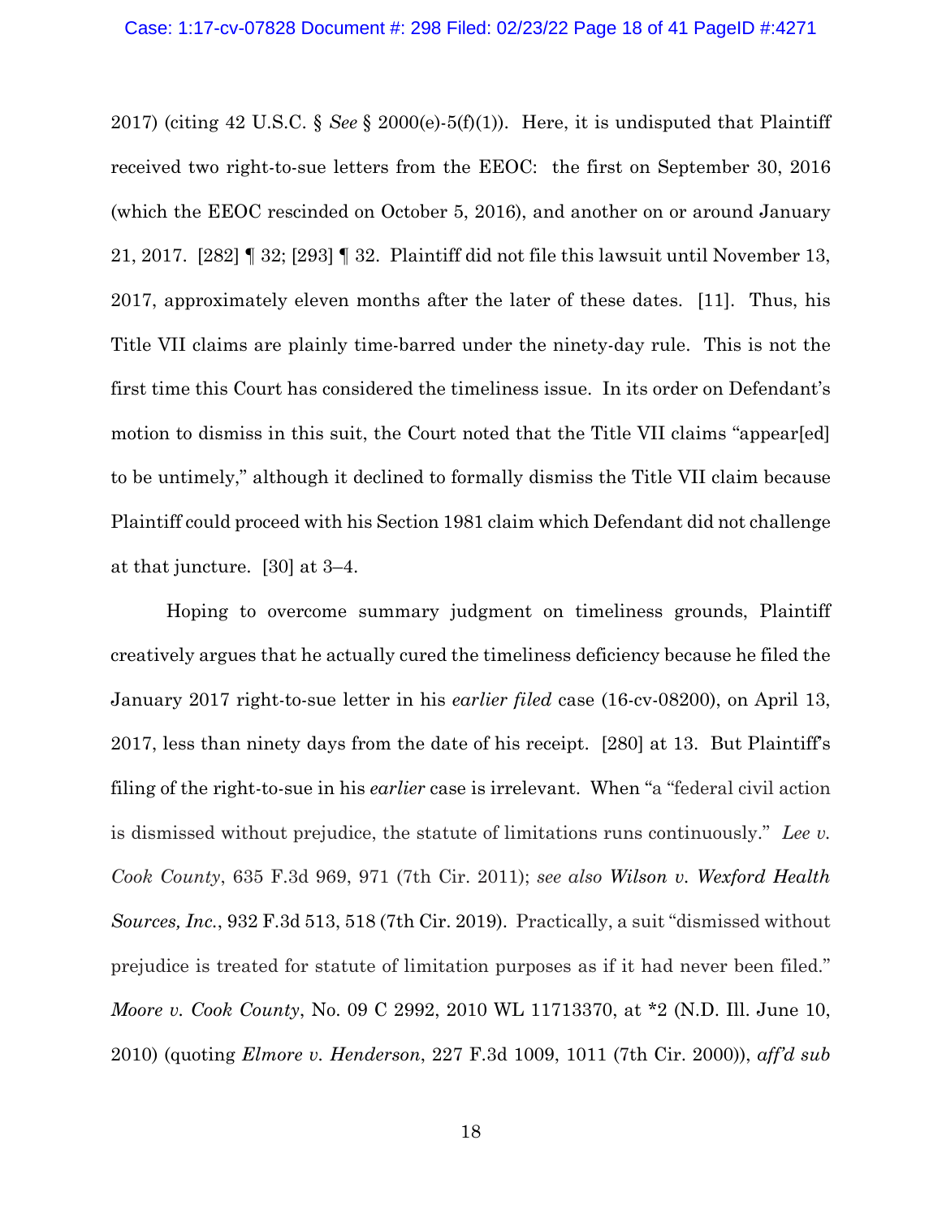2017) (citing 42 U.S.C. § *See* § 2000(e)-5(f)(1)). Here, it is undisputed that Plaintiff received two right-to-sue letters from the EEOC: the first on September 30, 2016 (which the EEOC rescinded on October 5, 2016), and another on or around January 21, 2017. [282] ¶ 32; [293] ¶ 32. Plaintiff did not file this lawsuit until November 13, 2017, approximately eleven months after the later of these dates. [11]. Thus, his Title VII claims are plainly time-barred under the ninety-day rule. This is not the first time this Court has considered the timeliness issue. In its order on Defendant's motion to dismiss in this suit, the Court noted that the Title VII claims "appear[ed] to be untimely," although it declined to formally dismiss the Title VII claim because Plaintiff could proceed with his Section 1981 claim which Defendant did not challenge at that juncture. [30] at 3–4.

Hoping to overcome summary judgment on timeliness grounds, Plaintiff creatively argues that he actually cured the timeliness deficiency because he filed the January 2017 right-to-sue letter in his *earlier filed* case (16-cv-08200), on April 13, 2017, less than ninety days from the date of his receipt. [280] at 13. But Plaintiff's filing of the right-to-sue in his *earlier* case is irrelevant. When "a "federal civil action is dismissed without prejudice, the statute of limitations runs continuously." *Lee v. Cook County*, 635 F.3d 969, 971 (7th Cir. 2011); *see also Wilson v. Wexford Health Sources, Inc.*, 932 F.3d 513, 518 (7th Cir. 2019). Practically, a suit "dismissed without prejudice is treated for statute of limitation purposes as if it had never been filed." *Moore v. Cook County*, No. 09 C 2992, 2010 WL 11713370, at *2 (N.D. Ill. June 10, 2010) (quoting *Elmore v. Henderson*, 227 F.3d 1009, 1011 (7th Cir. 2000)), *aff'd sub*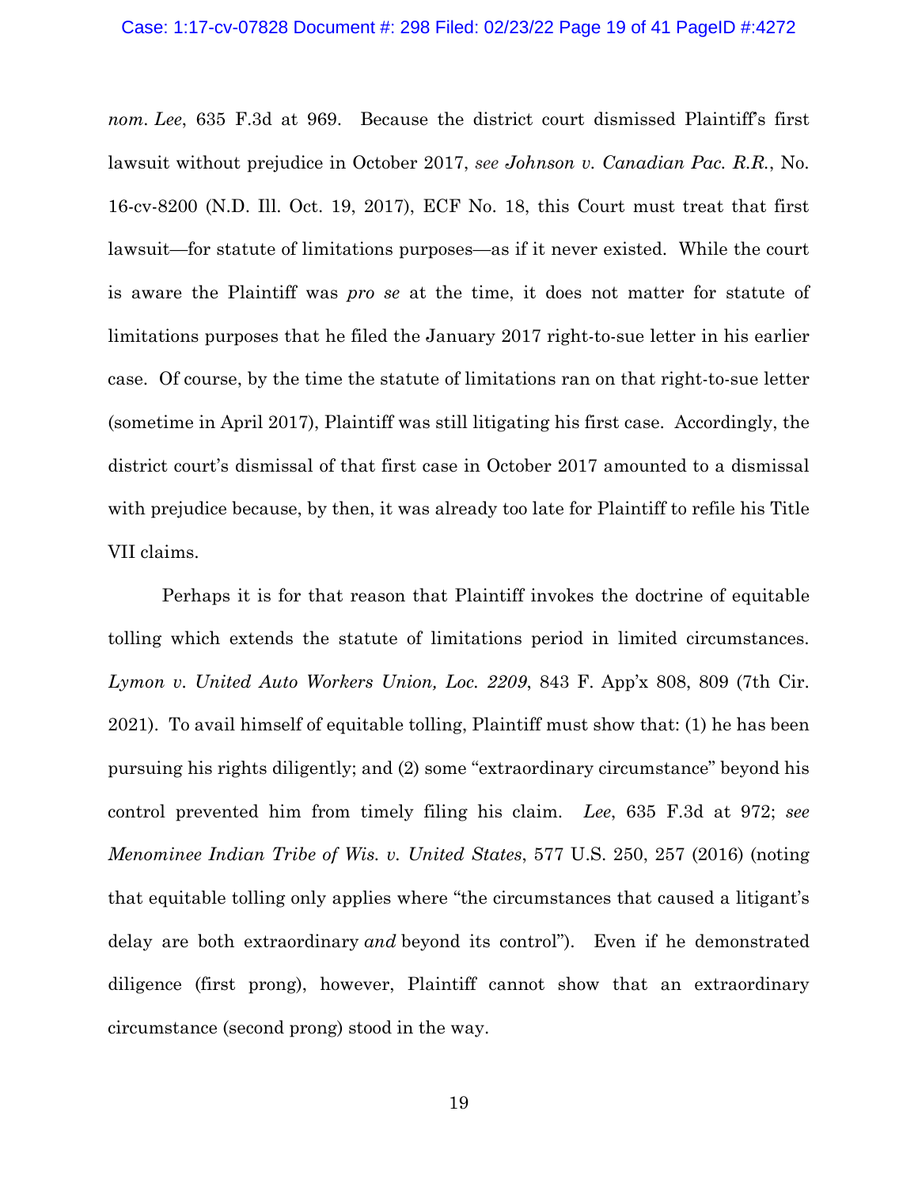*nom. Lee*, 635 F.3d at 969. Because the district court dismissed Plaintiff's first lawsuit without prejudice in October 2017, *see Johnson v. Canadian Pac. R.R.*, No. 16-cv-8200 (N.D. Ill. Oct. 19, 2017), ECF No. 18, this Court must treat that first lawsuit—for statute of limitations purposes—as if it never existed. While the court is aware the Plaintiff was *pro se* at the time, it does not matter for statute of limitations purposes that he filed the January 2017 right-to-sue letter in his earlier case. Of course, by the time the statute of limitations ran on that right-to-sue letter (sometime in April 2017), Plaintiff was still litigating his first case. Accordingly, the district court's dismissal of that first case in October 2017 amounted to a dismissal with prejudice because, by then, it was already too late for Plaintiff to refile his Title VII claims.

Perhaps it is for that reason that Plaintiff invokes the doctrine of equitable tolling which extends the statute of limitations period in limited circumstances. *Lymon v. United Auto Workers Union, Loc. 2209*, 843 F. App'x 808, 809 (7th Cir. 2021). To avail himself of equitable tolling, Plaintiff must show that: (1) he has been pursuing his rights diligently; and (2) some "extraordinary circumstance" beyond his control prevented him from timely filing his claim. *Lee*, 635 F.3d at 972; *see Menominee Indian Tribe of Wis. v. United States*, 577 U.S. 250, 257 (2016) (noting that equitable tolling only applies where "the circumstances that caused a litigant's delay are both extraordinary *and* beyond its control"). Even if he demonstrated diligence (first prong), however, Plaintiff cannot show that an extraordinary circumstance (second prong) stood in the way.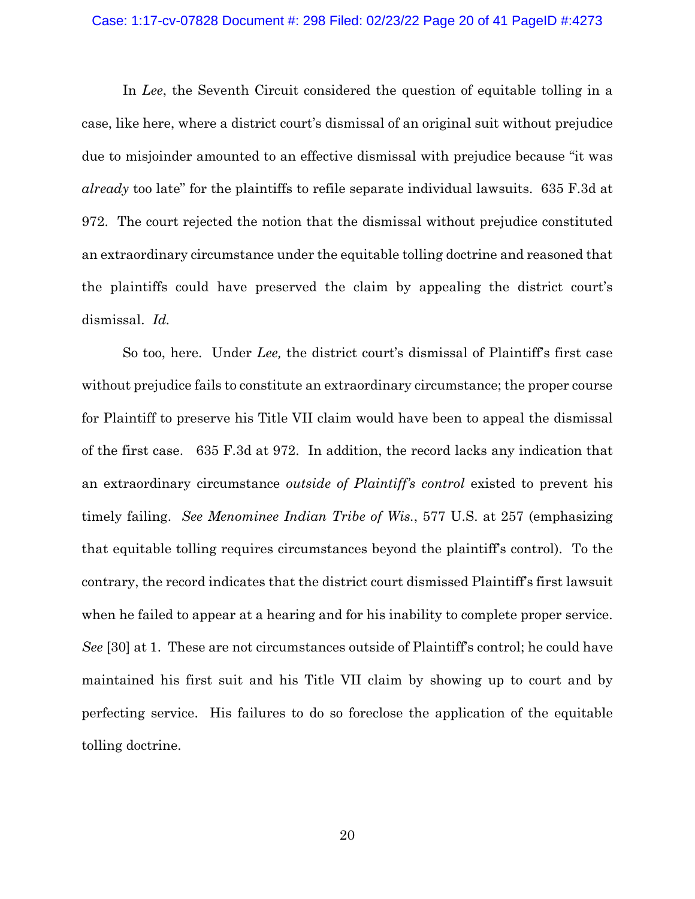In *Lee*, the Seventh Circuit considered the question of equitable tolling in a case, like here, where a district court's dismissal of an original suit without prejudice due to misjoinder amounted to an effective dismissal with prejudice because "it was *already* too late" for the plaintiffs to refile separate individual lawsuits. 635 F.3d at 972. The court rejected the notion that the dismissal without prejudice constituted an extraordinary circumstance under the equitable tolling doctrine and reasoned that the plaintiffs could have preserved the claim by appealing the district court's dismissal. *Id.*

So too, here. Under *Lee,* the district court's dismissal of Plaintiff's first case without prejudice fails to constitute an extraordinary circumstance; the proper course for Plaintiff to preserve his Title VII claim would have been to appeal the dismissal of the first case. 635 F.3d at 972. In addition, the record lacks any indication that an extraordinary circumstance *outside of Plaintiff's control* existed to prevent his timely failing. *See Menominee Indian Tribe of Wis.*, 577 U.S. at 257 (emphasizing that equitable tolling requires circumstances beyond the plaintiff's control). To the contrary, the record indicates that the district court dismissed Plaintiff's first lawsuit when he failed to appear at a hearing and for his inability to complete proper service. *See* [30] at 1. These are not circumstances outside of Plaintiff's control; he could have maintained his first suit and his Title VII claim by showing up to court and by perfecting service. His failures to do so foreclose the application of the equitable tolling doctrine.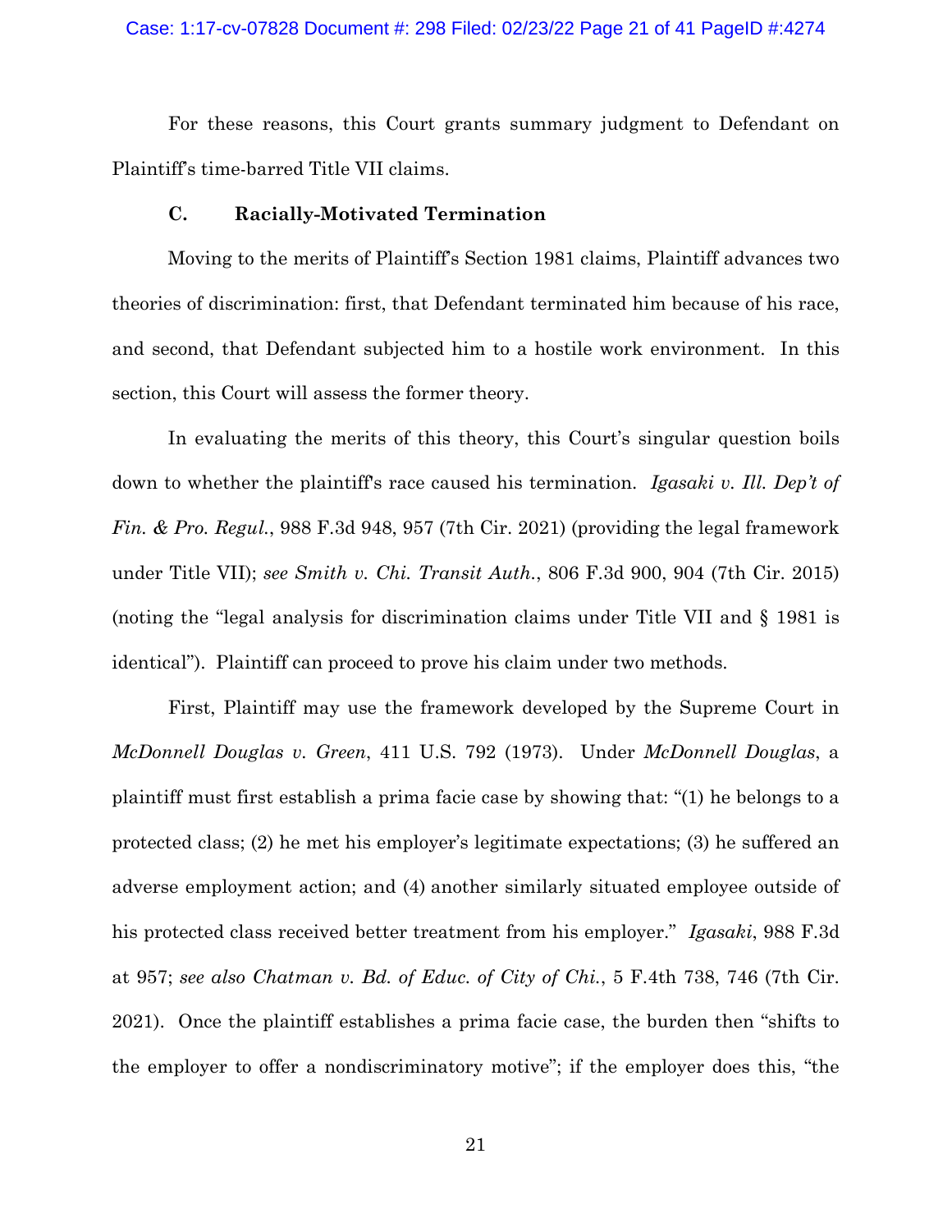For these reasons, this Court grants summary judgment to Defendant on Plaintiff's time-barred Title VII claims.

### C. Racially-Motivated Termination

Moving to the merits of Plaintiff's Section 1981 claims, Plaintiff advances two theories of discrimination: first, that Defendant terminated him because of his race, and second, that Defendant subjected him to a hostile work environment. In this section, this Court will assess the former theory.

In evaluating the merits of this theory, this Court's singular question boils down to whether the plaintiff's race caused his termination. *Igasaki v. Ill. Dep't of Fin. & Pro. Regul.*, 988 F.3d 948, 957 (7th Cir. 2021) (providing the legal framework under Title VII); *see Smith v. Chi. Transit Auth.*, 806 F.3d 900, 904 (7th Cir. 2015) (noting the "legal analysis for discrimination claims under Title VII and § 1981 is identical"). Plaintiff can proceed to prove his claim under two methods.

First, Plaintiff may use the framework developed by the Supreme Court in *McDonnell Douglas v. Green*, 411 U.S. 792 (1973). Under *McDonnell Douglas*, a plaintiff must first establish a prima facie case by showing that: "(1) he belongs to a protected class; (2) he met his employer's legitimate expectations; (3) he suffered an adverse employment action; and (4) another similarly situated employee outside of his protected class received better treatment from his employer." *Igasaki*, 988 F.3d at 957; *see also Chatman v. Bd. of Educ. of City of Chi.*, 5 F.4th 738, 746 (7th Cir. 2021). Once the plaintiff establishes a prima facie case, the burden then "shifts to the employer to offer a nondiscriminatory motive"; if the employer does this, "the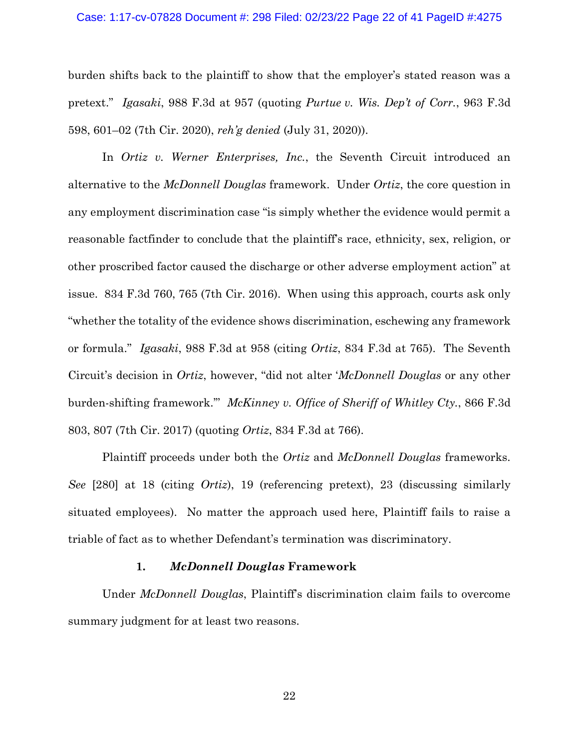burden shifts back to the plaintiff to show that the employer's stated reason was a pretext." *Igasaki*, 988 F.3d at 957 (quoting *Purtue v. Wis. Dep't of Corr.*, 963 F.3d 598, 601–02 (7th Cir. 2020), *reh'g denied* (July 31, 2020)).

In *Ortiz v. Werner Enterprises, Inc.*, the Seventh Circuit introduced an alternative to the *McDonnell Douglas* framework. Under *Ortiz*, the core question in any employment discrimination case "is simply whether the evidence would permit a reasonable factfinder to conclude that the plaintiff's race, ethnicity, sex, religion, or other proscribed factor caused the discharge or other adverse employment action" at issue. 834 F.3d 760, 765 (7th Cir. 2016). When using this approach, courts ask only "whether the totality of the evidence shows discrimination, eschewing any framework or formula." *Igasaki*, 988 F.3d at 958 (citing *Ortiz*, 834 F.3d at 765). The Seventh Circuit's decision in *Ortiz*, however, "did not alter '*McDonnell Douglas* or any other burden-shifting framework.'" *McKinney v. Office of Sheriff of Whitley Cty.*, 866 F.3d 803, 807 (7th Cir. 2017) (quoting *Ortiz*, 834 F.3d at 766).

Plaintiff proceeds under both the *Ortiz* and *McDonnell Douglas* frameworks. *See* [280] at 18 (citing *Ortiz*), 19 (referencing pretext), 23 (discussing similarly situated employees). No matter the approach used here, Plaintiff fails to raise a triable of fact as to whether Defendant's termination was discriminatory.

### 1. *McDonnell Douglas* Framework

Under *McDonnell Douglas*, Plaintiff's discrimination claim fails to overcome summary judgment for at least two reasons.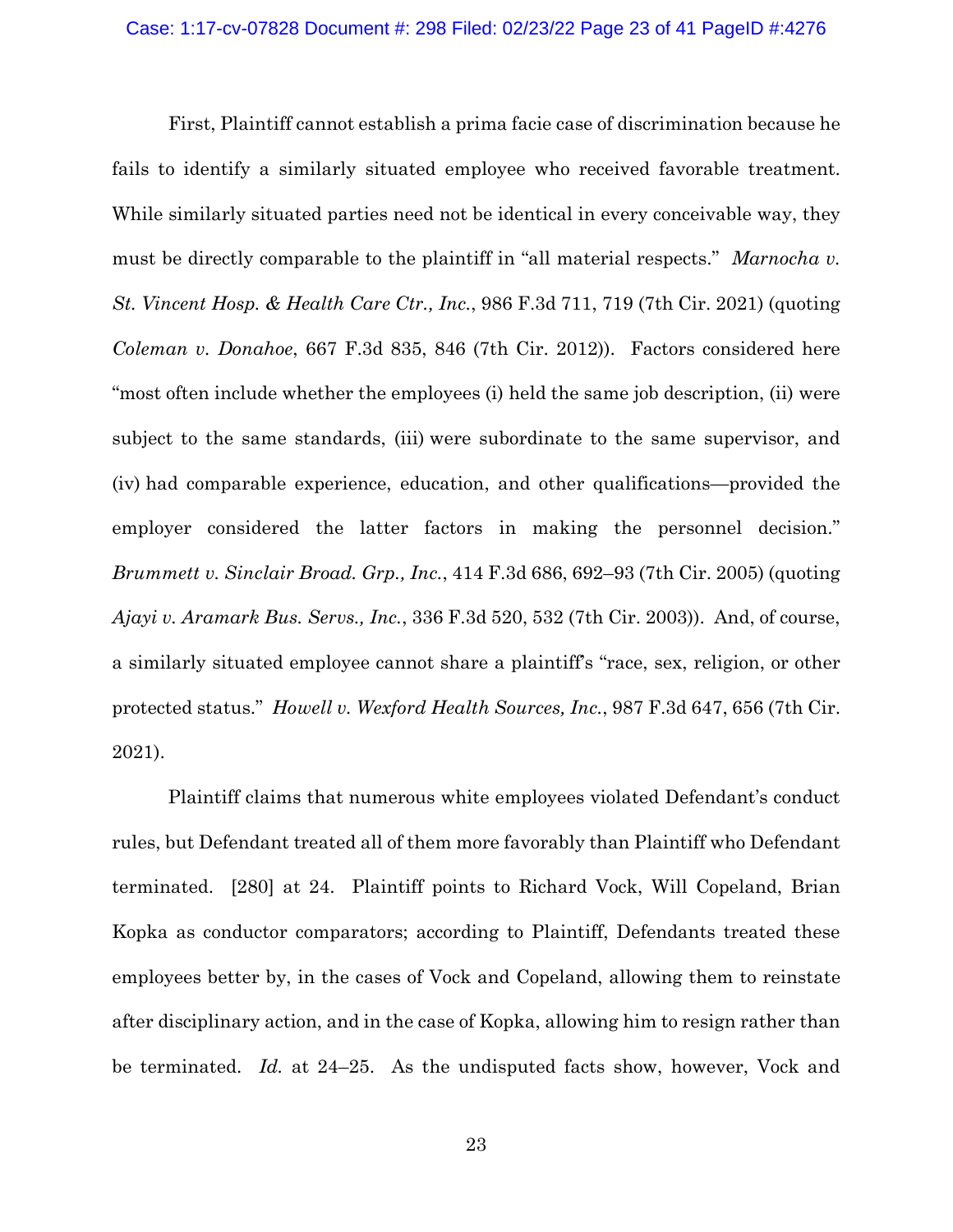First, Plaintiff cannot establish a prima facie case of discrimination because he fails to identify a similarly situated employee who received favorable treatment. While similarly situated parties need not be identical in every conceivable way, they must be directly comparable to the plaintiff in "all material respects." *Marnocha v. St. Vincent Hosp. & Health Care Ctr., Inc.*, 986 F.3d 711, 719 (7th Cir. 2021) (quoting *Coleman v. Donahoe*, 667 F.3d 835, 846 (7th Cir. 2012)). Factors considered here "most often include whether the employees (i) held the same job description, (ii) were subject to the same standards, (iii) were subordinate to the same supervisor, and (iv) had comparable experience, education, and other qualifications—provided the employer considered the latter factors in making the personnel decision." *Brummett v. Sinclair Broad. Grp., Inc.*, 414 F.3d 686, 692–93 (7th Cir. 2005) (quoting *Ajayi v. Aramark Bus. Servs., Inc.*, 336 F.3d 520, 532 (7th Cir. 2003)). And, of course, a similarly situated employee cannot share a plaintiff's "race, sex, religion, or other protected status." *Howell v. Wexford Health Sources, Inc.*, 987 F.3d 647, 656 (7th Cir. 2021).

Plaintiff claims that numerous white employees violated Defendant's conduct rules, but Defendant treated all of them more favorably than Plaintiff who Defendant terminated. [280] at 24. Plaintiff points to Richard Vock, Will Copeland, Brian Kopka as conductor comparators; according to Plaintiff, Defendants treated these employees better by, in the cases of Vock and Copeland, allowing them to reinstate after disciplinary action, and in the case of Kopka, allowing him to resign rather than be terminated. *Id.* at 24–25. As the undisputed facts show, however, Vock and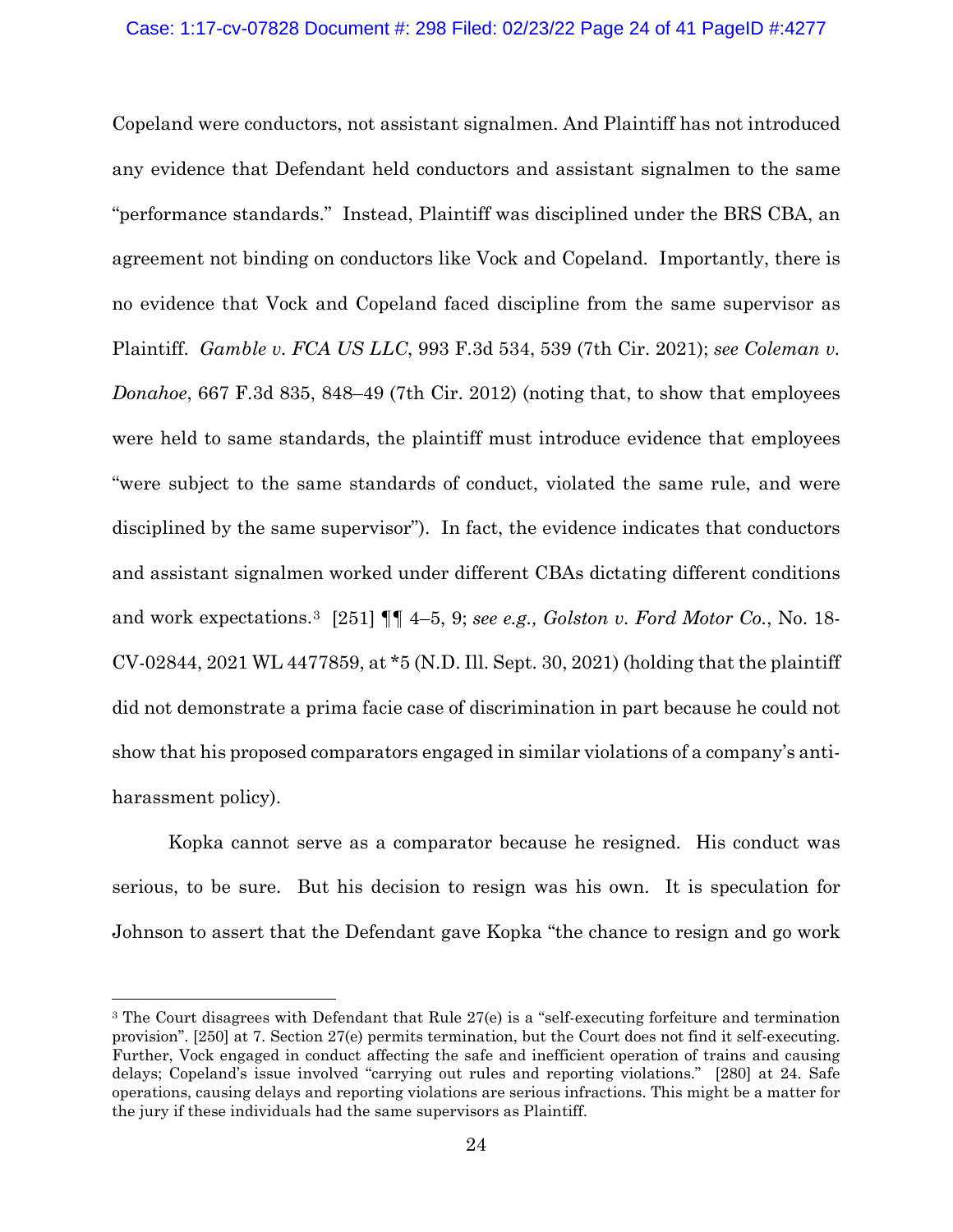Copeland were conductors, not assistant signalmen. And Plaintiff has not introduced any evidence that Defendant held conductors and assistant signalmen to the same "performance standards." Instead, Plaintiff was disciplined under the BRS CBA, an agreement not binding on conductors like Vock and Copeland. Importantly, there is no evidence that Vock and Copeland faced discipline from the same supervisor as Plaintiff. *Gamble v. FCA US LLC*, 993 F.3d 534, 539 (7th Cir. 2021); *see Coleman v. Donahoe*, 667 F.3d 835, 848–49 (7th Cir. 2012) (noting that, to show that employees were held to same standards, the plaintiff must introduce evidence that employees "were subject to the same standards of conduct, violated the same rule, and were disciplined by the same supervisor"). In fact, the evidence indicates that conductors and assistant signalmen worked under different CBAs dictating different conditions and work expectations.[3] [251] ¶¶ 4–5, 9; *see e.g., Golston v. Ford Motor Co.*, No. 18-CV-02844, 2021 WL 4477859, at *5 (N.D. Ill. Sept. 30, 2021) (holding that the plaintiff did not demonstrate a prima facie case of discrimination in part because he could not show that his proposed comparators engaged in similar violations of a company's anti-harassment policy).

Kopka cannot serve as a comparator because he resigned. His conduct was serious, to be sure. But his decision to resign was his own. It is speculation for Johnson to assert that the Defendant gave Kopka "the chance to resign and go work

---

[3] The Court disagrees with Defendant that Rule 27(e) is a "self-executing forfeiture and termination provision". [250] at 7. Section 27(e) permits termination, but the Court does not find it self-executing. Further, Vock engaged in conduct affecting the safe and inefficient operation of trains and causing delays; Copeland's issue involved "carrying out rules and reporting violations." [280] at 24. Safe operations, causing delays and reporting violations are serious infractions. This might be a matter for the jury if these individuals had the same supervisors as Plaintiff.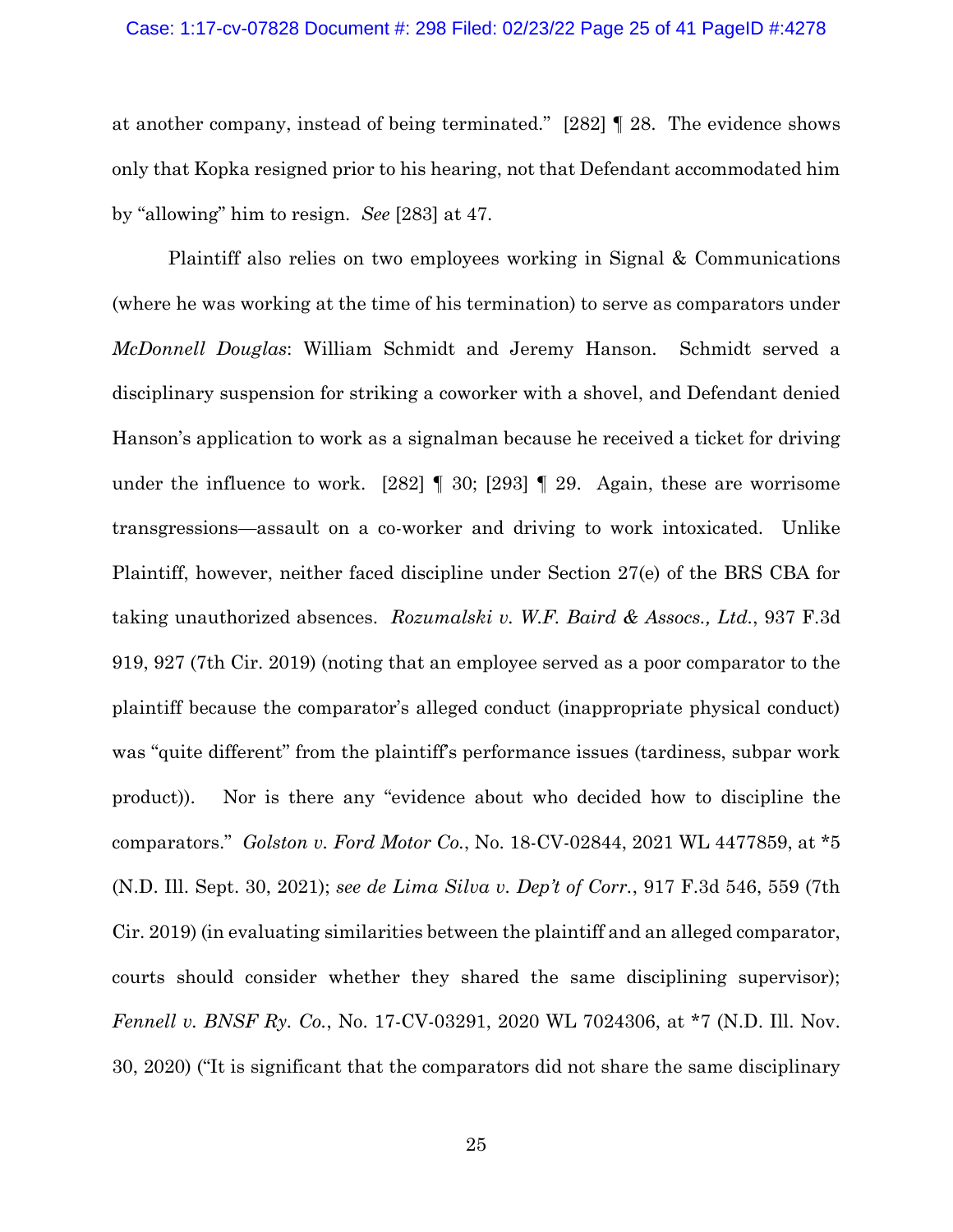at another company, instead of being terminated." [282] ¶ 28. The evidence shows only that Kopka resigned prior to his hearing, not that Defendant accommodated him by "allowing" him to resign. *See* [283] at 47.

Plaintiff also relies on two employees working in Signal & Communications (where he was working at the time of his termination) to serve as comparators under *McDonnell Douglas*: William Schmidt and Jeremy Hanson. Schmidt served a disciplinary suspension for striking a coworker with a shovel, and Defendant denied Hanson's application to work as a signalman because he received a ticket for driving under the influence to work. [282] ¶ 30; [293] ¶ 29. Again, these are worrisome transgressions—assault on a co-worker and driving to work intoxicated. Unlike Plaintiff, however, neither faced discipline under Section 27(e) of the BRS CBA for taking unauthorized absences. *Rozumalski v. W.F. Baird & Assocs., Ltd.*, 937 F.3d 919, 927 (7th Cir. 2019) (noting that an employee served as a poor comparator to the plaintiff because the comparator's alleged conduct (inappropriate physical conduct) was "quite different" from the plaintiff's performance issues (tardiness, subpar work product)). Nor is there any "evidence about who decided how to discipline the comparators." *Golston v. Ford Motor Co.*, No. 18-CV-02844, 2021 WL 4477859, at *5 (N.D. Ill. Sept. 30, 2021); *see de Lima Silva v. Dep't of Corr.*, 917 F.3d 546, 559 (7th Cir. 2019) (in evaluating similarities between the plaintiff and an alleged comparator, courts should consider whether they shared the same disciplining supervisor); *Fennell v. BNSF Ry. Co.*, No. 17-CV-03291, 2020 WL 7024306, at *7 (N.D. Ill. Nov. 30, 2020) ("It is significant that the comparators did not share the same disciplinary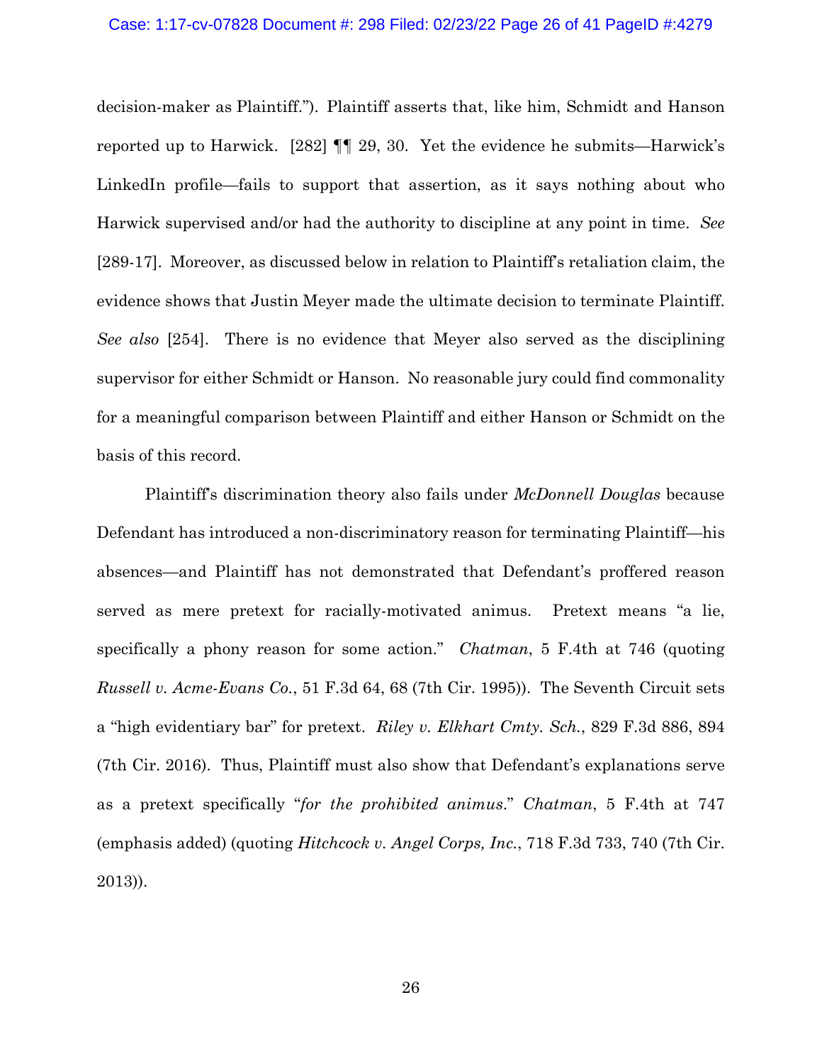decision-maker as Plaintiff."). Plaintiff asserts that, like him, Schmidt and Hanson reported up to Harwick. [282] ¶¶ 29, 30. Yet the evidence he submits—Harwick's LinkedIn profile—fails to support that assertion, as it says nothing about who Harwick supervised and/or had the authority to discipline at any point in time. *See* [289-17]. Moreover, as discussed below in relation to Plaintiff's retaliation claim, the evidence shows that Justin Meyer made the ultimate decision to terminate Plaintiff. *See also* [254]. There is no evidence that Meyer also served as the disciplining supervisor for either Schmidt or Hanson. No reasonable jury could find commonality for a meaningful comparison between Plaintiff and either Hanson or Schmidt on the basis of this record.

Plaintiff's discrimination theory also fails under *McDonnell Douglas* because Defendant has introduced a non-discriminatory reason for terminating Plaintiff—his absences—and Plaintiff has not demonstrated that Defendant's proffered reason served as mere pretext for racially-motivated animus. Pretext means "a lie, specifically a phony reason for some action." *Chatman*, 5 F.4th at 746 (quoting *Russell v. Acme-Evans Co.*, 51 F.3d 64, 68 (7th Cir. 1995)). The Seventh Circuit sets a "high evidentiary bar" for pretext. *Riley v. Elkhart Cmty. Sch.*, 829 F.3d 886, 894 (7th Cir. 2016). Thus, Plaintiff must also show that Defendant's explanations serve as a pretext specifically "*for the prohibited animus*." *Chatman*, 5 F.4th at 747 (emphasis added) (quoting *Hitchcock v. Angel Corps, Inc.*, 718 F.3d 733, 740 (7th Cir. 2013)).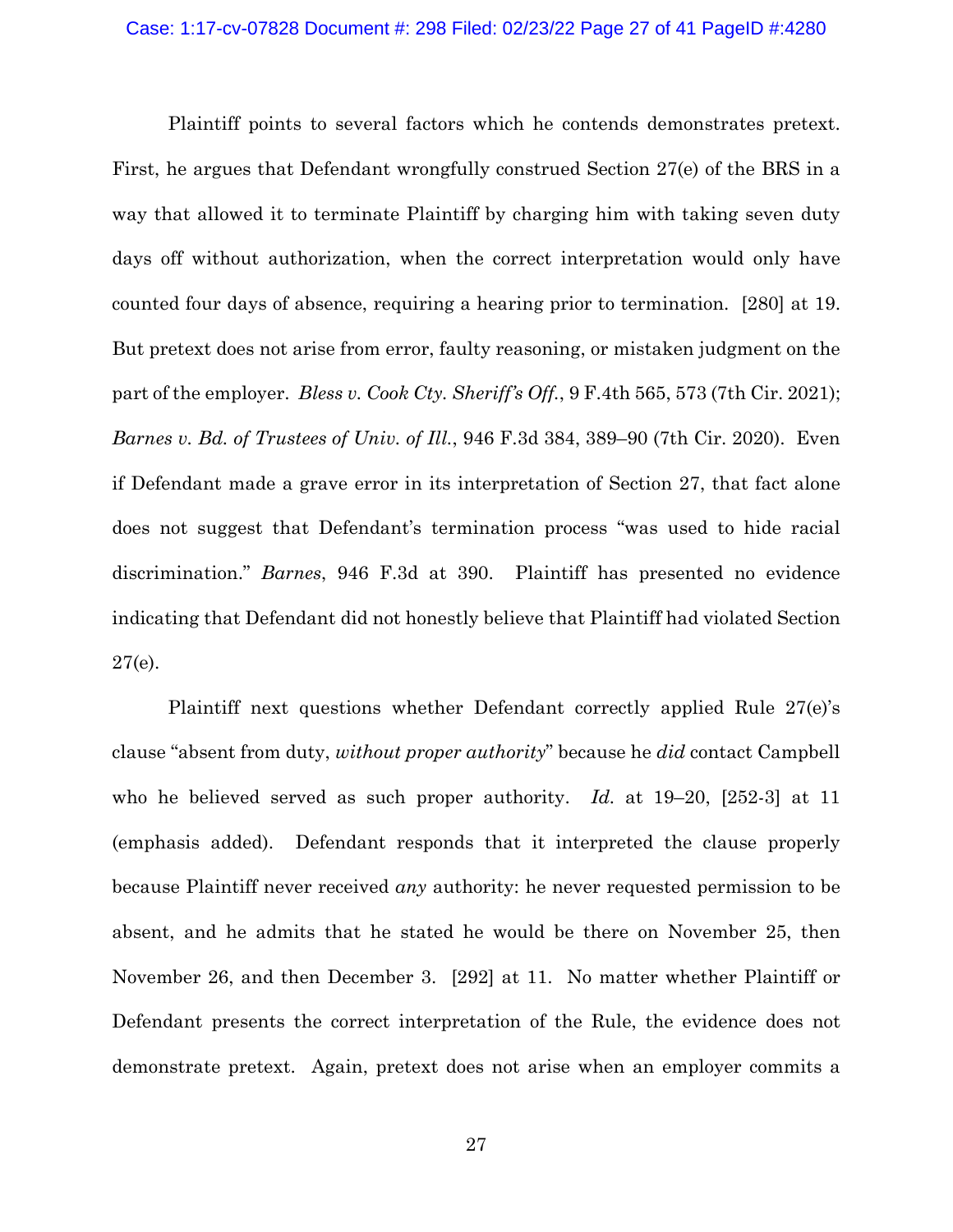Plaintiff points to several factors which he contends demonstrates pretext. First, he argues that Defendant wrongfully construed Section 27(e) of the BRS in a way that allowed it to terminate Plaintiff by charging him with taking seven duty days off without authorization, when the correct interpretation would only have counted four days of absence, requiring a hearing prior to termination. [280] at 19. But pretext does not arise from error, faulty reasoning, or mistaken judgment on the part of the employer. *Bless v. Cook Cty. Sheriff's Off.*, 9 F.4th 565, 573 (7th Cir. 2021); *Barnes v. Bd. of Trustees of Univ. of Ill.*, 946 F.3d 384, 389–90 (7th Cir. 2020). Even if Defendant made a grave error in its interpretation of Section 27, that fact alone does not suggest that Defendant's termination process "was used to hide racial discrimination." *Barnes*, 946 F.3d at 390. Plaintiff has presented no evidence indicating that Defendant did not honestly believe that Plaintiff had violated Section 27(e).

Plaintiff next questions whether Defendant correctly applied Rule 27(e)'s clause "absent from duty, *without proper authority*" because he *did* contact Campbell who he believed served as such proper authority. *Id.* at 19–20, [252-3] at 11 (emphasis added). Defendant responds that it interpreted the clause properly because Plaintiff never received *any* authority: he never requested permission to be absent, and he admits that he stated he would be there on November 25, then November 26, and then December 3. [292] at 11. No matter whether Plaintiff or Defendant presents the correct interpretation of the Rule, the evidence does not demonstrate pretext. Again, pretext does not arise when an employer commits a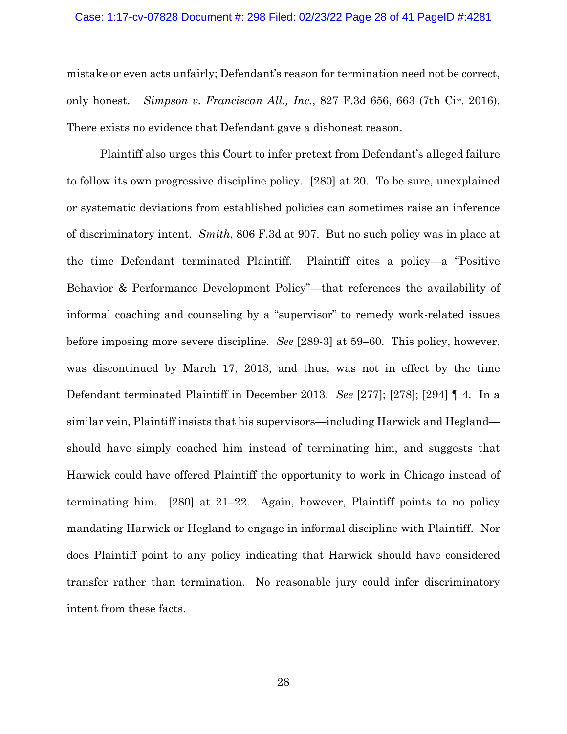mistake or even acts unfairly; Defendant's reason for termination need not be correct, only honest. *Simpson v. Franciscan All., Inc.*, 827 F.3d 656, 663 (7th Cir. 2016). There exists no evidence that Defendant gave a dishonest reason.

Plaintiff also urges this Court to infer pretext from Defendant's alleged failure to follow its own progressive discipline policy. [280] at 20. To be sure, unexplained or systematic deviations from established policies can sometimes raise an inference of discriminatory intent. *Smith*, 806 F.3d at 907. But no such policy was in place at the time Defendant terminated Plaintiff. Plaintiff cites a policy—a "Positive Behavior & Performance Development Policy"—that references the availability of informal coaching and counseling by a "supervisor" to remedy work-related issues before imposing more severe discipline. *See* [289-3] at 59–60. This policy, however, was discontinued by March 17, 2013, and thus, was not in effect by the time Defendant terminated Plaintiff in December 2013. *See* [277]; [278]; [294] ¶ 4. In a similar vein, Plaintiff insists that his supervisors—including Harwick and Hegland—should have simply coached him instead of terminating him, and suggests that Harwick could have offered Plaintiff the opportunity to work in Chicago instead of terminating him. [280] at 21–22. Again, however, Plaintiff points to no policy mandating Harwick or Hegland to engage in informal discipline with Plaintiff. Nor does Plaintiff point to any policy indicating that Harwick should have considered transfer rather than termination. No reasonable jury could infer discriminatory intent from these facts.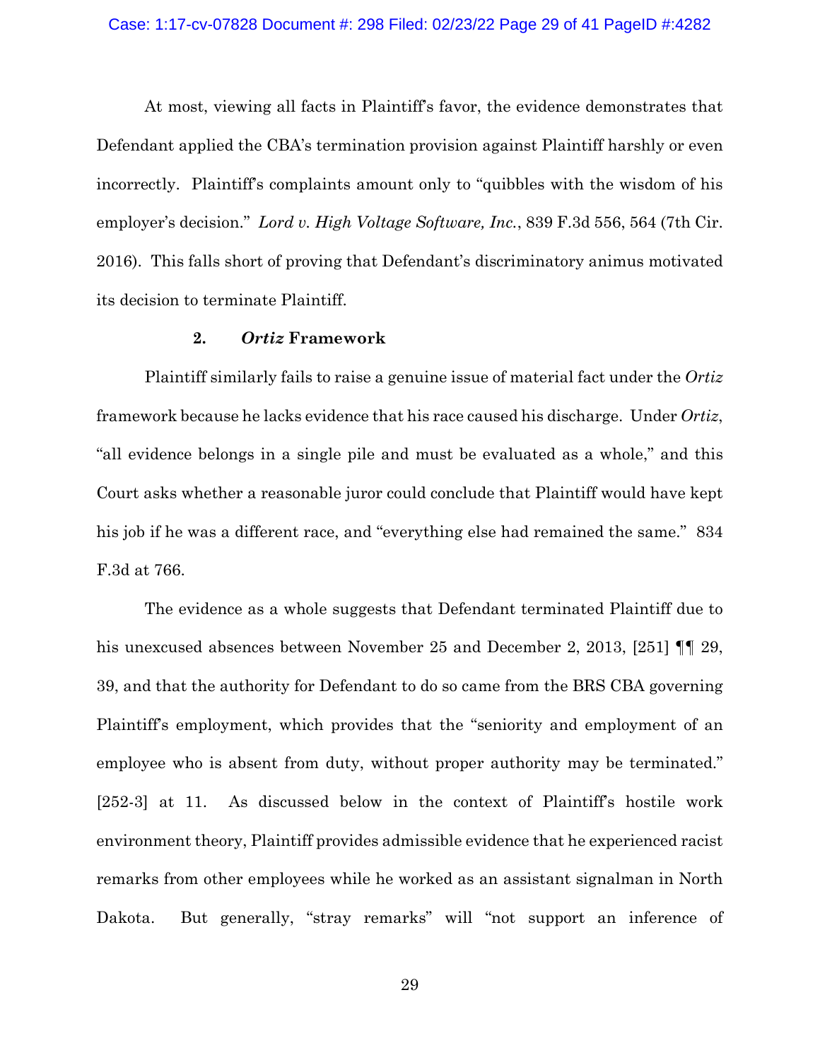At most, viewing all facts in Plaintiff's favor, the evidence demonstrates that Defendant applied the CBA's termination provision against Plaintiff harshly or even incorrectly. Plaintiff's complaints amount only to "quibbles with the wisdom of his employer's decision." *Lord v. High Voltage Software, Inc.*, 839 F.3d 556, 564 (7th Cir. 2016). This falls short of proving that Defendant's discriminatory animus motivated its decision to terminate Plaintiff.

#### 2. *Ortiz* Framework

Plaintiff similarly fails to raise a genuine issue of material fact under the *Ortiz* framework because he lacks evidence that his race caused his discharge. Under *Ortiz*, "all evidence belongs in a single pile and must be evaluated as a whole," and this Court asks whether a reasonable juror could conclude that Plaintiff would have kept his job if he was a different race, and "everything else had remained the same." 834 F.3d at 766.

The evidence as a whole suggests that Defendant terminated Plaintiff due to his unexcused absences between November 25 and December 2, 2013, [251] ¶¶ 29, 39, and that the authority for Defendant to do so came from the BRS CBA governing Plaintiff's employment, which provides that the "seniority and employment of an employee who is absent from duty, without proper authority may be terminated." [252-3] at 11. As discussed below in the context of Plaintiff's hostile work environment theory, Plaintiff provides admissible evidence that he experienced racist remarks from other employees while he worked as an assistant signalman in North Dakota. But generally, "stray remarks" will "not support an inference of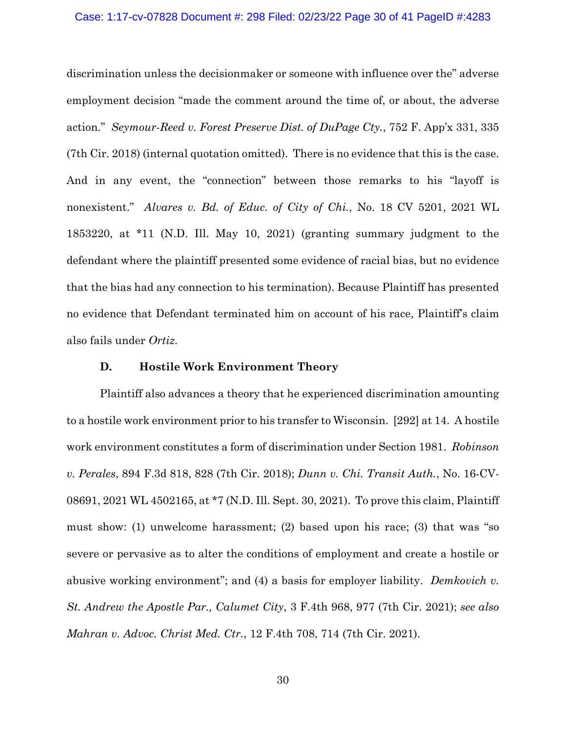discrimination unless the decisionmaker or someone with influence over the" adverse employment decision "made the comment around the time of, or about, the adverse action." *Seymour-Reed v. Forest Preserve Dist. of DuPage Cty.*, 752 F. App'x 331, 335 (7th Cir. 2018) (internal quotation omitted). There is no evidence that this is the case. And in any event, the "connection" between those remarks to his "layoff is nonexistent." *Alvares v. Bd. of Educ. of City of Chi.*, No. 18 CV 5201, 2021 WL 1853220, at *11 (N.D. Ill. May 10, 2021) (granting summary judgment to the defendant where the plaintiff presented some evidence of racial bias, but no evidence that the bias had any connection to his termination). Because Plaintiff has presented no evidence that Defendant terminated him on account of his race, Plaintiff's claim also fails under *Ortiz*.

### D. Hostile Work Environment Theory

Plaintiff also advances a theory that he experienced discrimination amounting to a hostile work environment prior to his transfer to Wisconsin. [292] at 14. A hostile work environment constitutes a form of discrimination under Section 1981. *Robinson v. Perales*, 894 F.3d 818, 828 (7th Cir. 2018); *Dunn v. Chi. Transit Auth.*, No. 16-CV-08691, 2021 WL 4502165, at *7 (N.D. Ill. Sept. 30, 2021). To prove this claim, Plaintiff must show: (1) unwelcome harassment; (2) based upon his race; (3) that was "so severe or pervasive as to alter the conditions of employment and create a hostile or abusive working environment"; and (4) a basis for employer liability. *Demkovich v. St. Andrew the Apostle Par., Calumet City*, 3 F.4th 968, 977 (7th Cir. 2021); *see also Mahran v. Advoc. Christ Med. Ctr.*, 12 F.4th 708, 714 (7th Cir. 2021).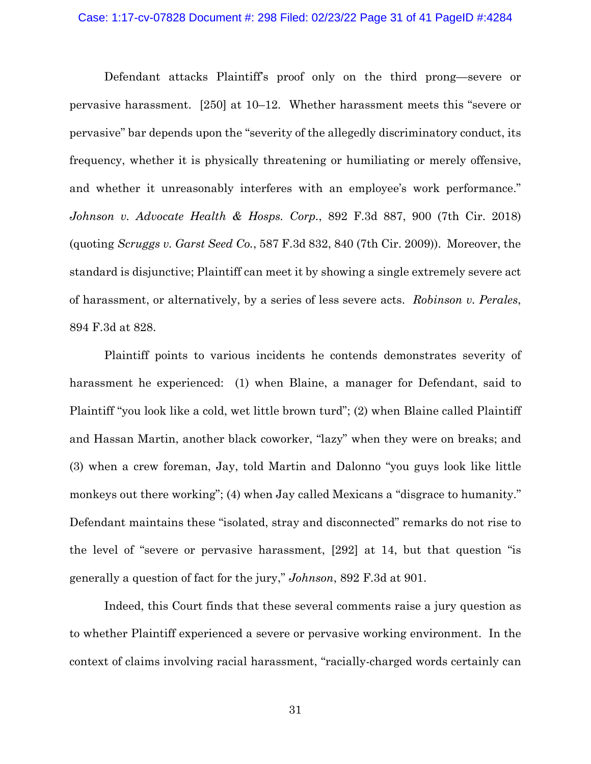Defendant attacks Plaintiff's proof only on the third prong—severe or pervasive harassment. [250] at 10–12. Whether harassment meets this "severe or pervasive" bar depends upon the "severity of the allegedly discriminatory conduct, its frequency, whether it is physically threatening or humiliating or merely offensive, and whether it unreasonably interferes with an employee's work performance." *Johnson v. Advocate Health & Hosps. Corp.*, 892 F.3d 887, 900 (7th Cir. 2018) (quoting *Scruggs v. Garst Seed Co.*, 587 F.3d 832, 840 (7th Cir. 2009)). Moreover, the standard is disjunctive; Plaintiff can meet it by showing a single extremely severe act of harassment, or alternatively, by a series of less severe acts. *Robinson v. Perales*, 894 F.3d at 828.

Plaintiff points to various incidents he contends demonstrates severity of harassment he experienced: (1) when Blaine, a manager for Defendant, said to Plaintiff "you look like a cold, wet little brown turd"; (2) when Blaine called Plaintiff and Hassan Martin, another black coworker, "lazy" when they were on breaks; and (3) when a crew foreman, Jay, told Martin and Dalonno "you guys look like little monkeys out there working"; (4) when Jay called Mexicans a "disgrace to humanity." Defendant maintains these "isolated, stray and disconnected" remarks do not rise to the level of "severe or pervasive harassment, [292] at 14, but that question "is generally a question of fact for the jury," *Johnson*, 892 F.3d at 901.

Indeed, this Court finds that these several comments raise a jury question as to whether Plaintiff experienced a severe or pervasive working environment. In the context of claims involving racial harassment, "racially-charged words certainly can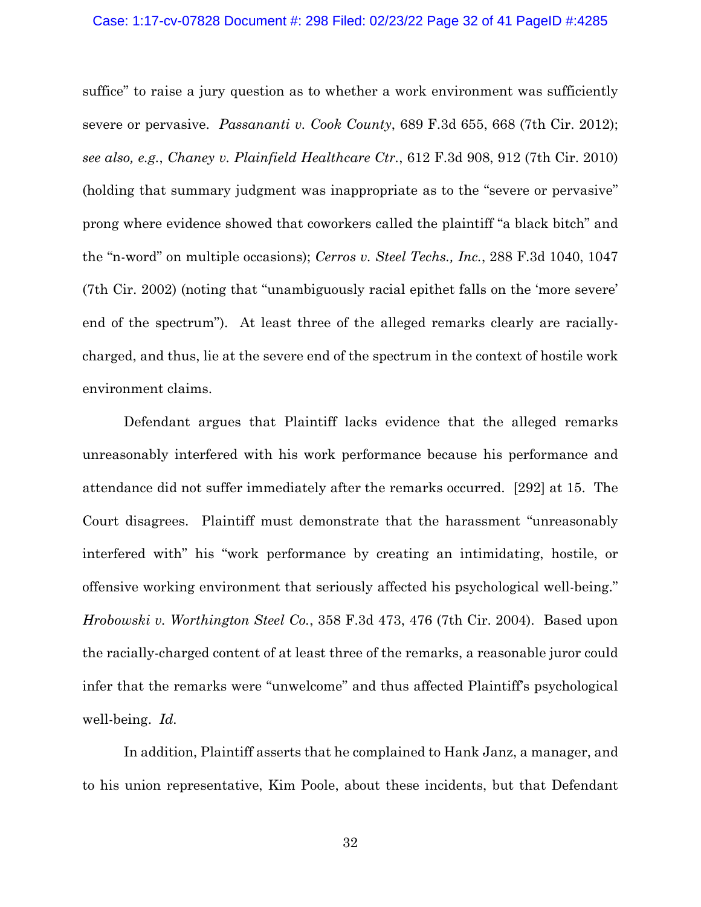suffice" to raise a jury question as to whether a work environment was sufficiently severe or pervasive. *Passananti v. Cook County*, 689 F.3d 655, 668 (7th Cir. 2012); *see also, e.g.*, *Chaney v. Plainfield Healthcare Ctr.*, 612 F.3d 908, 912 (7th Cir. 2010) (holding that summary judgment was inappropriate as to the "severe or pervasive" prong where evidence showed that coworkers called the plaintiff "a black bitch" and the "n-word" on multiple occasions); *Cerros v. Steel Techs., Inc.*, 288 F.3d 1040, 1047 (7th Cir. 2002) (noting that "unambiguously racial epithet falls on the 'more severe' end of the spectrum"). At least three of the alleged remarks clearly are racially-charged, and thus, lie at the severe end of the spectrum in the context of hostile work environment claims.

Defendant argues that Plaintiff lacks evidence that the alleged remarks unreasonably interfered with his work performance because his performance and attendance did not suffer immediately after the remarks occurred. [292] at 15. The Court disagrees. Plaintiff must demonstrate that the harassment "unreasonably interfered with" his "work performance by creating an intimidating, hostile, or offensive working environment that seriously affected his psychological well-being." *Hrobowski v. Worthington Steel Co.*, 358 F.3d 473, 476 (7th Cir. 2004). Based upon the racially-charged content of at least three of the remarks, a reasonable juror could infer that the remarks were "unwelcome" and thus affected Plaintiff's psychological well-being. *Id.*

In addition, Plaintiff asserts that he complained to Hank Janz, a manager, and to his union representative, Kim Poole, about these incidents, but that Defendant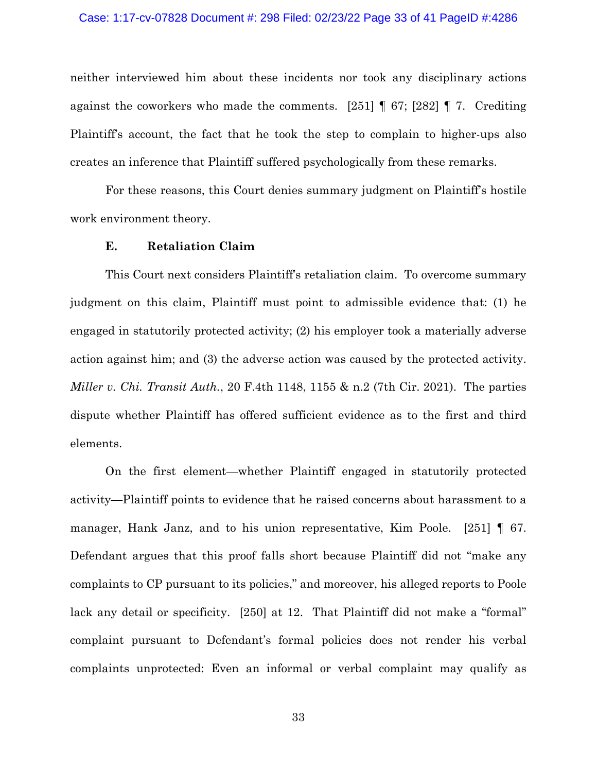neither interviewed him about these incidents nor took any disciplinary actions against the coworkers who made the comments. [251] ¶ 67; [282] ¶ 7. Crediting Plaintiff's account, the fact that he took the step to complain to higher-ups also creates an inference that Plaintiff suffered psychologically from these remarks.

For these reasons, this Court denies summary judgment on Plaintiff's hostile work environment theory.

### E. Retaliation Claim

This Court next considers Plaintiff's retaliation claim. To overcome summary judgment on this claim, Plaintiff must point to admissible evidence that: (1) he engaged in statutorily protected activity; (2) his employer took a materially adverse action against him; and (3) the adverse action was caused by the protected activity. *Miller v. Chi. Transit Auth.*, 20 F.4th 1148, 1155 & n.2 (7th Cir. 2021). The parties dispute whether Plaintiff has offered sufficient evidence as to the first and third elements.

On the first element—whether Plaintiff engaged in statutorily protected activity—Plaintiff points to evidence that he raised concerns about harassment to a manager, Hank Janz, and to his union representative, Kim Poole. [251] ¶ 67. Defendant argues that this proof falls short because Plaintiff did not "make any complaints to CP pursuant to its policies," and moreover, his alleged reports to Poole lack any detail or specificity. [250] at 12. That Plaintiff did not make a "formal" complaint pursuant to Defendant's formal policies does not render his verbal complaints unprotected: Even an informal or verbal complaint may qualify as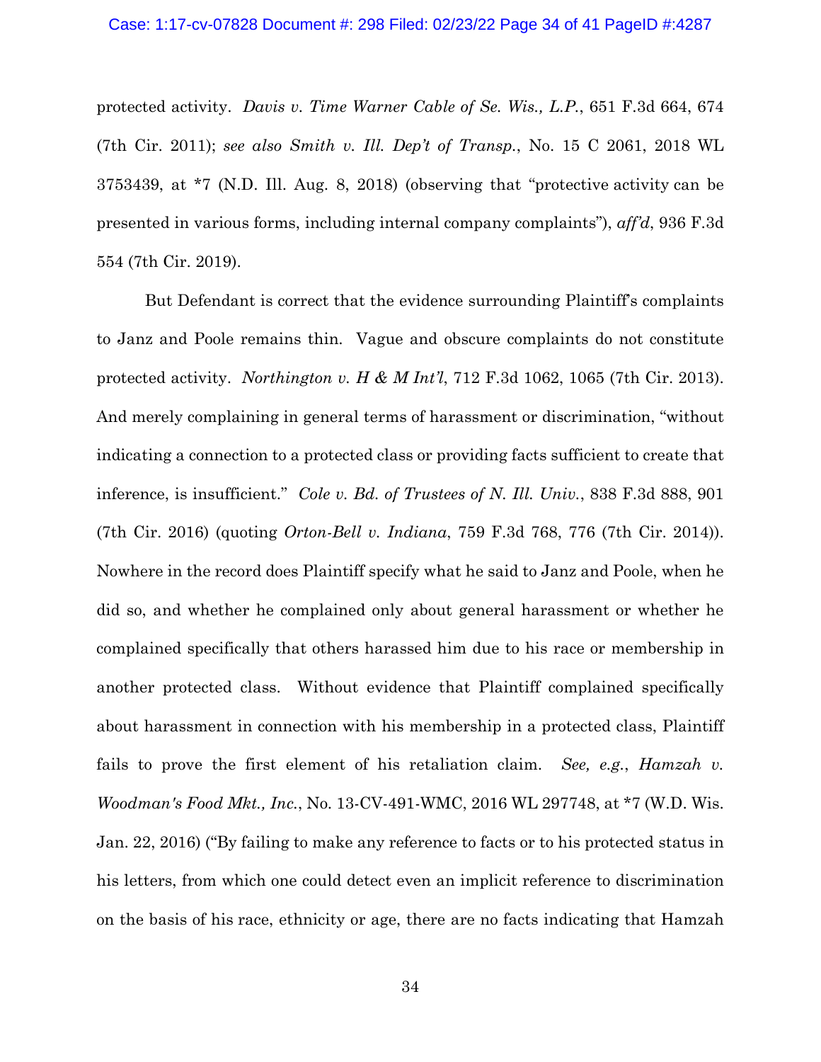protected activity. *Davis v. Time Warner Cable of Se. Wis., L.P.*, 651 F.3d 664, 674 (7th Cir. 2011); *see also Smith v. Ill. Dep't of Transp.*, No. 15 C 2061, 2018 WL 3753439, at *7 (N.D. Ill. Aug. 8, 2018) (observing that "protective activity can be presented in various forms, including internal company complaints"), *aff'd*, 936 F.3d 554 (7th Cir. 2019).

But Defendant is correct that the evidence surrounding Plaintiff's complaints to Janz and Poole remains thin. Vague and obscure complaints do not constitute protected activity. *Northington v. H & M Int'l*, 712 F.3d 1062, 1065 (7th Cir. 2013). And merely complaining in general terms of harassment or discrimination, "without indicating a connection to a protected class or providing facts sufficient to create that inference, is insufficient." *Cole v. Bd. of Trustees of N. Ill. Univ.*, 838 F.3d 888, 901 (7th Cir. 2016) (quoting *Orton-Bell v. Indiana*, 759 F.3d 768, 776 (7th Cir. 2014)). Nowhere in the record does Plaintiff specify what he said to Janz and Poole, when he did so, and whether he complained only about general harassment or whether he complained specifically that others harassed him due to his race or membership in another protected class. Without evidence that Plaintiff complained specifically about harassment in connection with his membership in a protected class, Plaintiff fails to prove the first element of his retaliation claim. *See, e.g.*, *Hamzah v. Woodman's Food Mkt., Inc.*, No. 13-CV-491-WMC, 2016 WL 297748, at *7 (W.D. Wis. Jan. 22, 2016) ("By failing to make any reference to facts or to his protected status in his letters, from which one could detect even an implicit reference to discrimination on the basis of his race, ethnicity or age, there are no facts indicating that Hamzah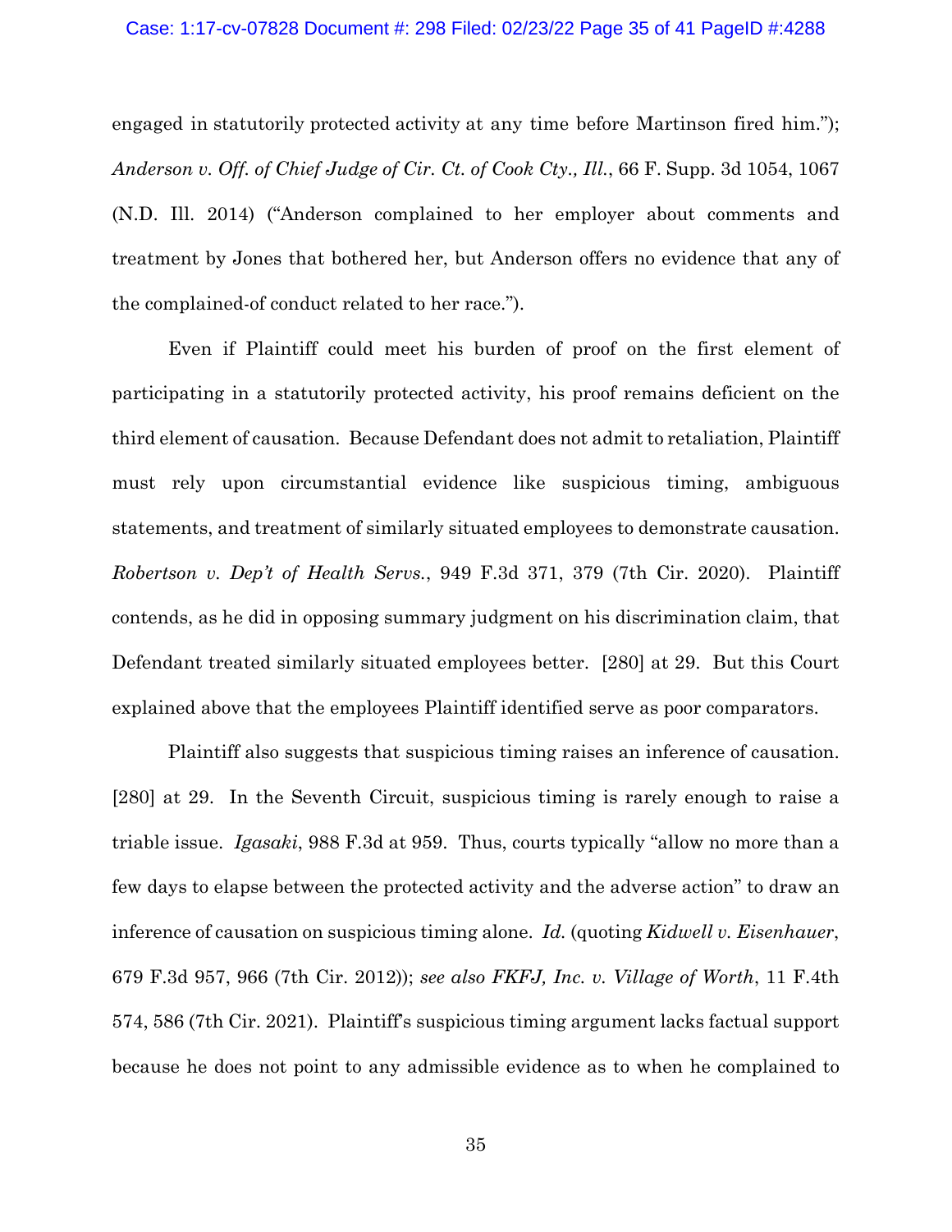engaged in statutorily protected activity at any time before Martinson fired him."); *Anderson v. Off. of Chief Judge of Cir. Ct. of Cook Cty., Ill.*, 66 F. Supp. 3d 1054, 1067 (N.D. Ill. 2014) ("Anderson complained to her employer about comments and treatment by Jones that bothered her, but Anderson offers no evidence that any of the complained-of conduct related to her race.").

Even if Plaintiff could meet his burden of proof on the first element of participating in a statutorily protected activity, his proof remains deficient on the third element of causation. Because Defendant does not admit to retaliation, Plaintiff must rely upon circumstantial evidence like suspicious timing, ambiguous statements, and treatment of similarly situated employees to demonstrate causation. *Robertson v. Dep't of Health Servs.*, 949 F.3d 371, 379 (7th Cir. 2020). Plaintiff contends, as he did in opposing summary judgment on his discrimination claim, that Defendant treated similarly situated employees better. [280] at 29. But this Court explained above that the employees Plaintiff identified serve as poor comparators.

Plaintiff also suggests that suspicious timing raises an inference of causation. [280] at 29. In the Seventh Circuit, suspicious timing is rarely enough to raise a triable issue. *Igasaki*, 988 F.3d at 959. Thus, courts typically "allow no more than a few days to elapse between the protected activity and the adverse action" to draw an inference of causation on suspicious timing alone. *Id.* (quoting *Kidwell v. Eisenhauer*, 679 F.3d 957, 966 (7th Cir. 2012)); *see also FKFJ, Inc. v. Village of Worth*, 11 F.4th 574, 586 (7th Cir. 2021). Plaintiff's suspicious timing argument lacks factual support because he does not point to any admissible evidence as to when he complained to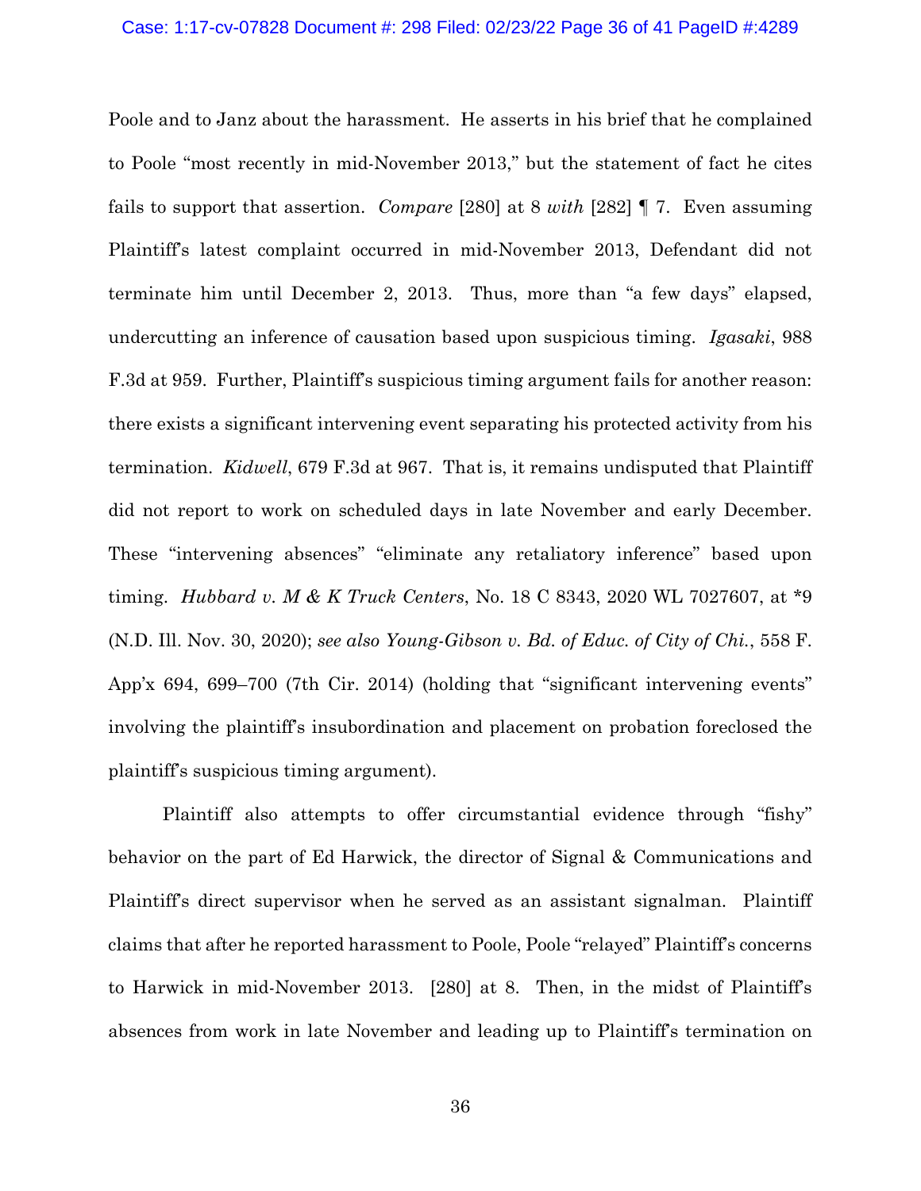Poole and to Janz about the harassment. He asserts in his brief that he complained to Poole "most recently in mid-November 2013," but the statement of fact he cites fails to support that assertion. *Compare* [280] at 8 *with* [282] ¶ 7. Even assuming Plaintiff's latest complaint occurred in mid-November 2013, Defendant did not terminate him until December 2, 2013. Thus, more than "a few days" elapsed, undercutting an inference of causation based upon suspicious timing. *Igasaki*, 988 F.3d at 959. Further, Plaintiff's suspicious timing argument fails for another reason: there exists a significant intervening event separating his protected activity from his termination. *Kidwell*, 679 F.3d at 967. That is, it remains undisputed that Plaintiff did not report to work on scheduled days in late November and early December. These "intervening absences" "eliminate any retaliatory inference" based upon timing. *Hubbard v. M & K Truck Centers*, No. 18 C 8343, 2020 WL 7027607, at *9 (N.D. Ill. Nov. 30, 2020); *see also Young-Gibson v. Bd. of Educ. of City of Chi.*, 558 F. App'x 694, 699–700 (7th Cir. 2014) (holding that "significant intervening events" involving the plaintiff's insubordination and placement on probation foreclosed the plaintiff's suspicious timing argument).

Plaintiff also attempts to offer circumstantial evidence through "fishy" behavior on the part of Ed Harwick, the director of Signal & Communications and Plaintiff's direct supervisor when he served as an assistant signalman. Plaintiff claims that after he reported harassment to Poole, Poole "relayed" Plaintiff's concerns to Harwick in mid-November 2013. [280] at 8. Then, in the midst of Plaintiff's absences from work in late November and leading up to Plaintiff's termination on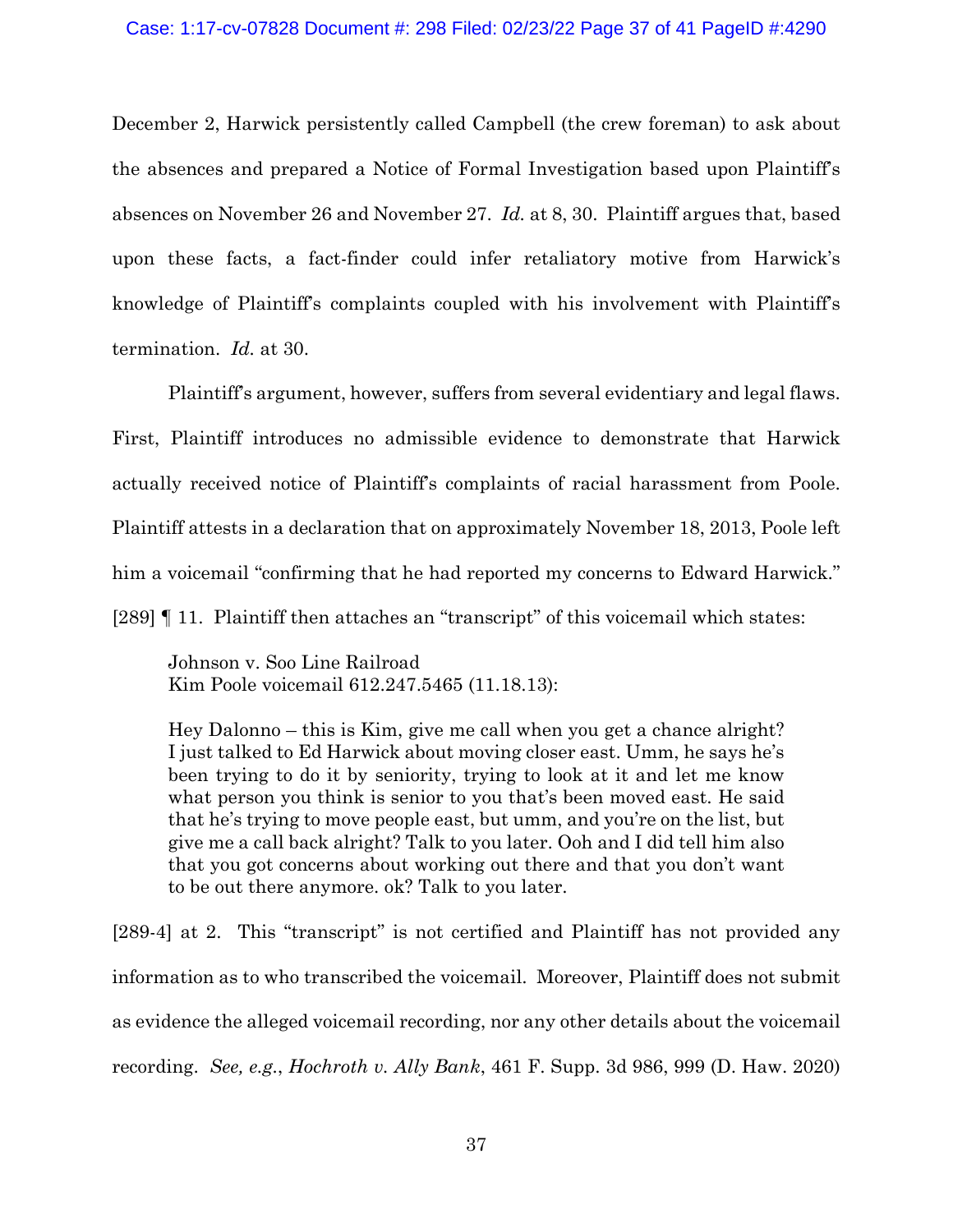December 2, Harwick persistently called Campbell (the crew foreman) to ask about the absences and prepared a Notice of Formal Investigation based upon Plaintiff's absences on November 26 and November 27. *Id.* at 8, 30. Plaintiff argues that, based upon these facts, a fact-finder could infer retaliatory motive from Harwick's knowledge of Plaintiff's complaints coupled with his involvement with Plaintiff's termination. *Id.* at 30.

Plaintiff's argument, however, suffers from several evidentiary and legal flaws. First, Plaintiff introduces no admissible evidence to demonstrate that Harwick actually received notice of Plaintiff's complaints of racial harassment from Poole. Plaintiff attests in a declaration that on approximately November 18, 2013, Poole left him a voicemail "confirming that he had reported my concerns to Edward Harwick." [289] ¶ 11. Plaintiff then attaches an "transcript" of this voicemail which states:

> Johnson v. Soo Line Railroad
> Kim Poole voicemail 612.247.5465 (11.18.13):
>
> Hey Dalonno – this is Kim, give me call when you get a chance alright? I just talked to Ed Harwick about moving closer east. Umm, he says he's been trying to do it by seniority, trying to look at it and let me know what person you think is senior to you that's been moved east. He said that he's trying to move people east, but umm, and you're on the list, but give me a call back alright? Talk to you later. Ooh and I did tell him also that you got concerns about working out there and that you don't want to be out there anymore. ok? Talk to you later.

[289-4] at 2. This "transcript" is not certified and Plaintiff has not provided any information as to who transcribed the voicemail. Moreover, Plaintiff does not submit as evidence the alleged voicemail recording, nor any other details about the voicemail recording. *See, e.g.*, *Hochroth v. Ally Bank*, 461 F. Supp. 3d 986, 999 (D. Haw. 2020)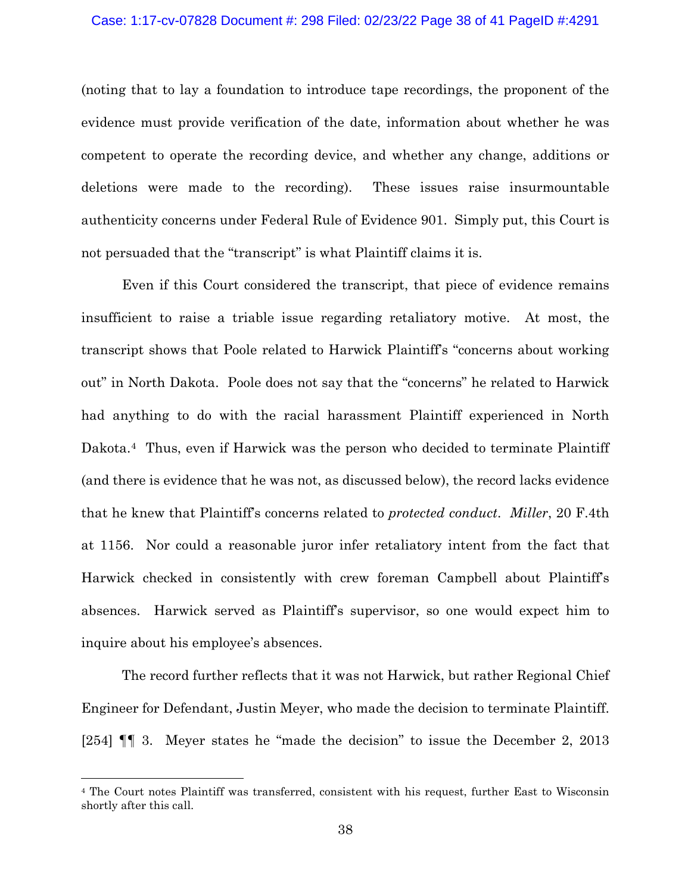(noting that to lay a foundation to introduce tape recordings, the proponent of the evidence must provide verification of the date, information about whether he was competent to operate the recording device, and whether any change, additions or deletions were made to the recording). These issues raise insurmountable authenticity concerns under Federal Rule of Evidence 901. Simply put, this Court is not persuaded that the "transcript" is what Plaintiff claims it is.

Even if this Court considered the transcript, that piece of evidence remains insufficient to raise a triable issue regarding retaliatory motive. At most, the transcript shows that Poole related to Harwick Plaintiff's "concerns about working out" in North Dakota. Poole does not say that the "concerns" he related to Harwick had anything to do with the racial harassment Plaintiff experienced in North Dakota.[4] Thus, even if Harwick was the person who decided to terminate Plaintiff (and there is evidence that he was not, as discussed below), the record lacks evidence that he knew that Plaintiff's concerns related to *protected conduct*. *Miller*, 20 F.4th at 1156. Nor could a reasonable juror infer retaliatory intent from the fact that Harwick checked in consistently with crew foreman Campbell about Plaintiff's absences. Harwick served as Plaintiff's supervisor, so one would expect him to inquire about his employee's absences.

The record further reflects that it was not Harwick, but rather Regional Chief Engineer for Defendant, Justin Meyer, who made the decision to terminate Plaintiff. [254] ¶¶ 3. Meyer states he "made the decision" to issue the December 2, 2013

[4] The Court notes Plaintiff was transferred, consistent with his request, further East to Wisconsin shortly after this call.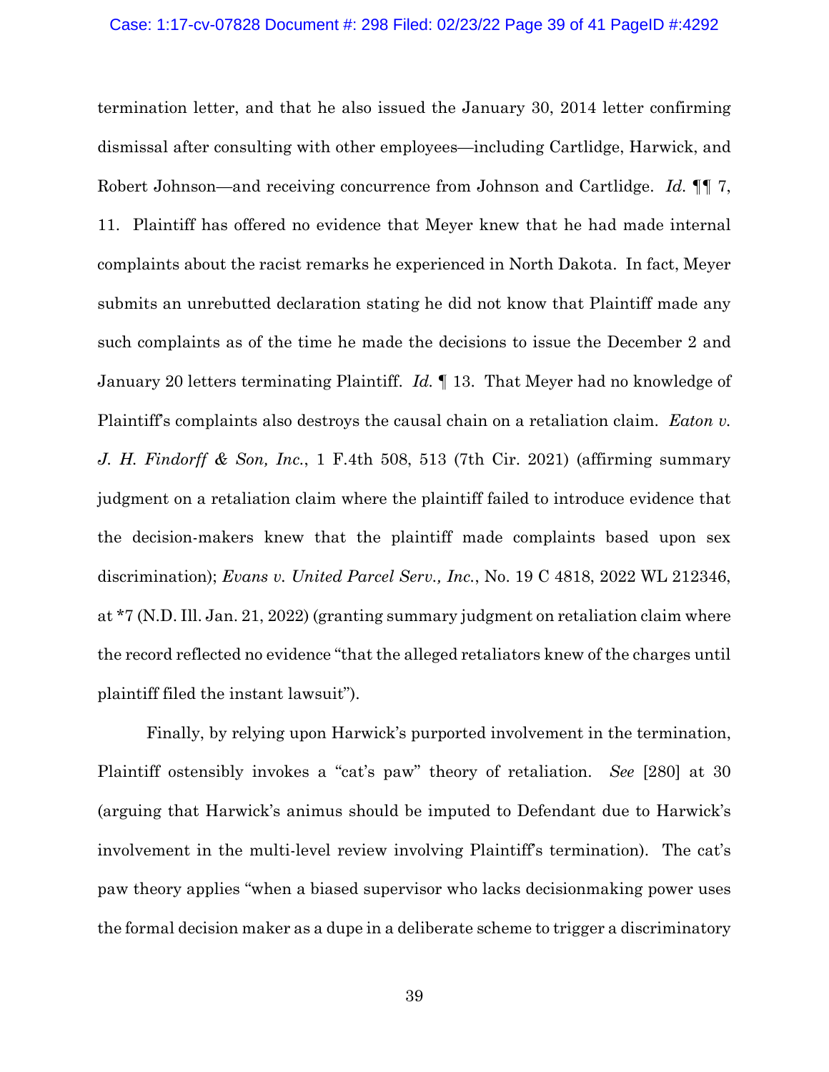termination letter, and that he also issued the January 30, 2014 letter confirming dismissal after consulting with other employees—including Cartlidge, Harwick, and Robert Johnson—and receiving concurrence from Johnson and Cartlidge. *Id.* ¶¶ 7, 11. Plaintiff has offered no evidence that Meyer knew that he had made internal complaints about the racist remarks he experienced in North Dakota. In fact, Meyer submits an unrebutted declaration stating he did not know that Plaintiff made any such complaints as of the time he made the decisions to issue the December 2 and January 20 letters terminating Plaintiff. *Id.* ¶ 13. That Meyer had no knowledge of Plaintiff's complaints also destroys the causal chain on a retaliation claim. *Eaton v. J. H. Findorff & Son, Inc.*, 1 F.4th 508, 513 (7th Cir. 2021) (affirming summary judgment on a retaliation claim where the plaintiff failed to introduce evidence that the decision-makers knew that the plaintiff made complaints based upon sex discrimination); *Evans v. United Parcel Serv., Inc.*, No. 19 C 4818, 2022 WL 212346, at *7 (N.D. Ill. Jan. 21, 2022) (granting summary judgment on retaliation claim where the record reflected no evidence "that the alleged retaliators knew of the charges until plaintiff filed the instant lawsuit").

Finally, by relying upon Harwick's purported involvement in the termination, Plaintiff ostensibly invokes a "cat's paw" theory of retaliation. *See* [280] at 30 (arguing that Harwick's animus should be imputed to Defendant due to Harwick's involvement in the multi-level review involving Plaintiff's termination). The cat's paw theory applies "when a biased supervisor who lacks decisionmaking power uses the formal decision maker as a dupe in a deliberate scheme to trigger a discriminatory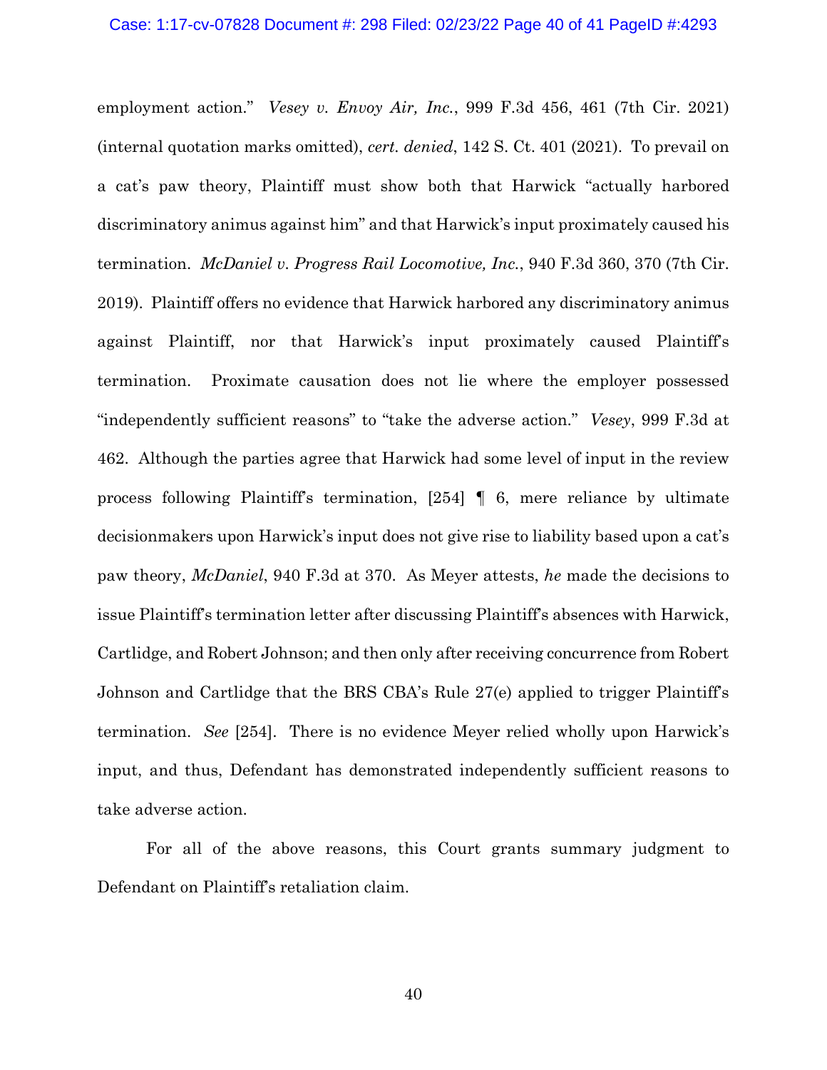employment action." *Vesey v. Envoy Air, Inc.*, 999 F.3d 456, 461 (7th Cir. 2021) (internal quotation marks omitted), *cert. denied*, 142 S. Ct. 401 (2021). To prevail on a cat's paw theory, Plaintiff must show both that Harwick "actually harbored discriminatory animus against him" and that Harwick's input proximately caused his termination. *McDaniel v. Progress Rail Locomotive, Inc.*, 940 F.3d 360, 370 (7th Cir. 2019). Plaintiff offers no evidence that Harwick harbored any discriminatory animus against Plaintiff, nor that Harwick's input proximately caused Plaintiff's termination. Proximate causation does not lie where the employer possessed "independently sufficient reasons" to "take the adverse action." *Vesey*, 999 F.3d at 462. Although the parties agree that Harwick had some level of input in the review process following Plaintiff's termination, [254] ¶ 6, mere reliance by ultimate decisionmakers upon Harwick's input does not give rise to liability based upon a cat's paw theory, *McDaniel*, 940 F.3d at 370. As Meyer attests, *he* made the decisions to issue Plaintiff's termination letter after discussing Plaintiff's absences with Harwick, Cartlidge, and Robert Johnson; and then only after receiving concurrence from Robert Johnson and Cartlidge that the BRS CBA's Rule 27(e) applied to trigger Plaintiff's termination. *See* [254]. There is no evidence Meyer relied wholly upon Harwick's input, and thus, Defendant has demonstrated independently sufficient reasons to take adverse action.

For all of the above reasons, this Court grants summary judgment to Defendant on Plaintiff's retaliation claim.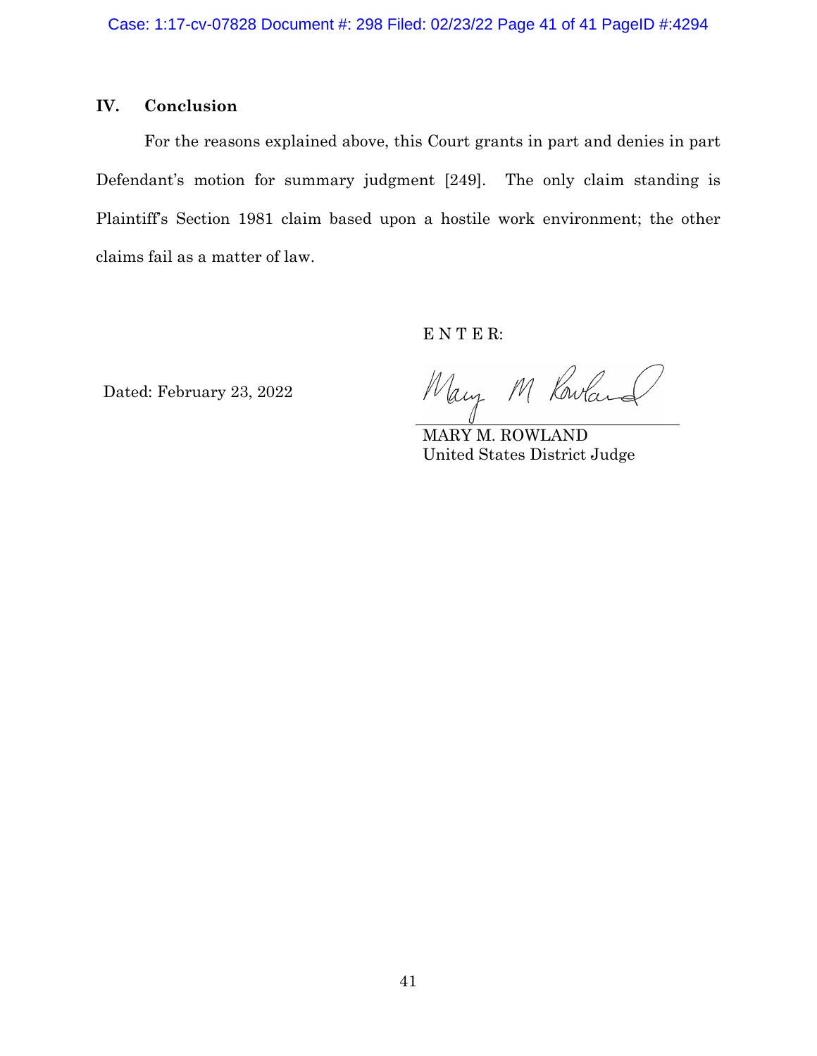## IV. Conclusion

For the reasons explained above, this Court grants in part and denies in part Defendant's motion for summary judgment [249]. The only claim standing is Plaintiff's Section 1981 claim based upon a hostile work environment; the other claims fail as a matter of law.

E N T E R:

Dated: February 23, 2022

MARY M. ROWLAND
United States District Judge